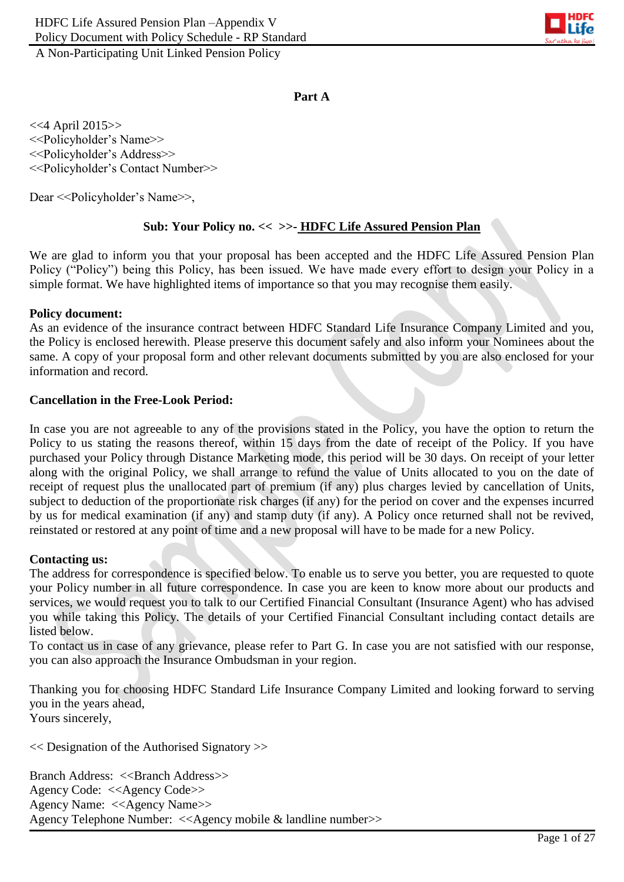## Part A

<<4 April 2015>>
<<Policyholder's Name>>
<<Policyholder's Address>>
<<Policyholder's Contact Number>>

Dear <<Policyholder's Name>>,

**Sub: Your Policy no. << >>- HDFC Life Assured Pension Plan**

We are glad to inform you that your proposal has been accepted and the HDFC Life Assured Pension Plan Policy ("Policy") being this Policy, has been issued. We have made every effort to design your Policy in a simple format. We have highlighted items of importance so that you may recognise them easily.

**Policy document:**
As an evidence of the insurance contract between HDFC Standard Life Insurance Company Limited and you, the Policy is enclosed herewith. Please preserve this document safely and also inform your Nominees about the same. A copy of your proposal form and other relevant documents submitted by you are also enclosed for your information and record.

**Cancellation in the Free-Look Period:**

In case you are not agreeable to any of the provisions stated in the Policy, you have the option to return the Policy to us stating the reasons thereof, within 15 days from the date of receipt of the Policy. If you have purchased your Policy through Distance Marketing mode, this period will be 30 days. On receipt of your letter along with the original Policy, we shall arrange to refund the value of Units allocated to you on the date of receipt of request plus the unallocated part of premium (if any) plus charges levied by cancellation of Units, subject to deduction of the proportionate risk charges (if any) for the period on cover and the expenses incurred by us for medical examination (if any) and stamp duty (if any). A Policy once returned shall not be revived, reinstated or restored at any point of time and a new proposal will have to be made for a new Policy.

**Contacting us:**
The address for correspondence is specified below. To enable us to serve you better, you are requested to quote your Policy number in all future correspondence. In case you are keen to know more about our products and services, we would request you to talk to our Certified Financial Consultant (Insurance Agent) who has advised you while taking this Policy. The details of your Certified Financial Consultant including contact details are listed below.
To contact us in case of any grievance, please refer to Part G. In case you are not satisfied with our response, you can also approach the Insurance Ombudsman in your region.

Thanking you for choosing HDFC Standard Life Insurance Company Limited and looking forward to serving you in the years ahead,
Yours sincerely,

<< Designation of the Authorised Signatory >>

Branch Address: <<Branch Address>>
Agency Code: <<Agency Code>>
Agency Name: <<Agency Name>>
Agency Telephone Number: <<Agency mobile & landline number>>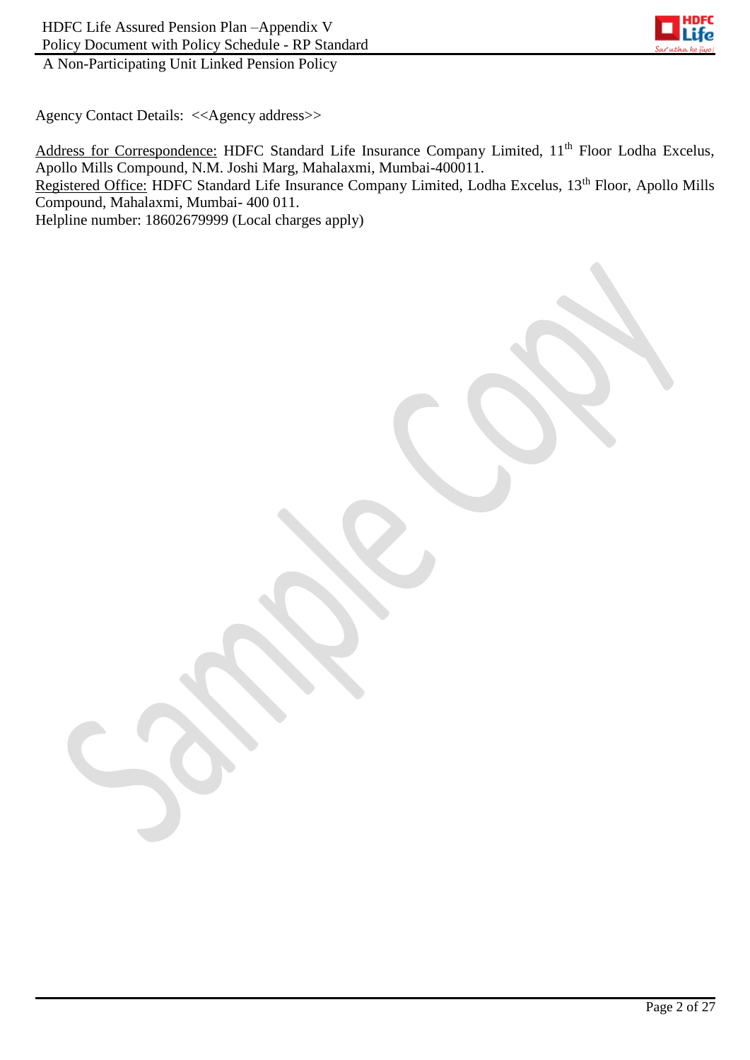Agency Contact Details: <<Agency address>>

Address for Correspondence: HDFC Standard Life Insurance Company Limited, 11th Floor Lodha Excelus, Apollo Mills Compound, N.M. Joshi Marg, Mahalaxmi, Mumbai-400011.
Registered Office: HDFC Standard Life Insurance Company Limited, Lodha Excelus, 13th Floor, Apollo Mills Compound, Mahalaxmi, Mumbai- 400 011.
Helpline number: 18602679999 (Local charges apply)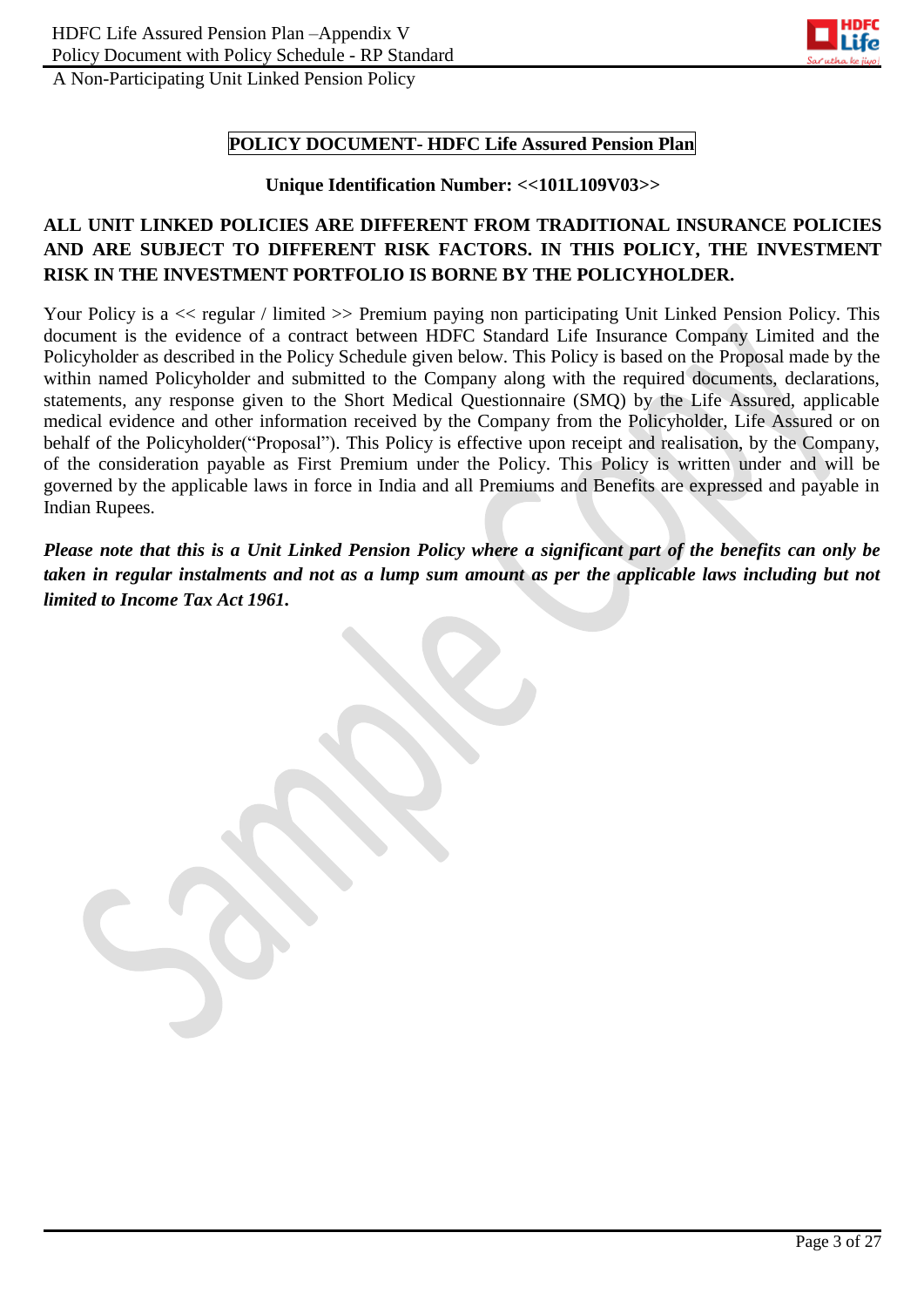# POLICY DOCUMENT- HDFC Life Assured Pension Plan

**Unique Identification Number: <<101L109V03>>**

**ALL UNIT LINKED POLICIES ARE DIFFERENT FROM TRADITIONAL INSURANCE POLICIES AND ARE SUBJECT TO DIFFERENT RISK FACTORS. IN THIS POLICY, THE INVESTMENT RISK IN THE INVESTMENT PORTFOLIO IS BORNE BY THE POLICYHOLDER.**

Your Policy is a << regular / limited >> Premium paying non participating Unit Linked Pension Policy. This document is the evidence of a contract between HDFC Standard Life Insurance Company Limited and the Policyholder as described in the Policy Schedule given below. This Policy is based on the Proposal made by the within named Policyholder and submitted to the Company along with the required documents, declarations, statements, any response given to the Short Medical Questionnaire (SMQ) by the Life Assured, applicable medical evidence and other information received by the Company from the Policyholder, Life Assured or on behalf of the Policyholder("Proposal"). This Policy is effective upon receipt and realisation, by the Company, of the consideration payable as First Premium under the Policy. This Policy is written under and will be governed by the applicable laws in force in India and all Premiums and Benefits are expressed and payable in Indian Rupees.

***Please note that this is a Unit Linked Pension Policy where a significant part of the benefits can only be taken in regular instalments and not as a lump sum amount as per the applicable laws including but not limited to Income Tax Act 1961.***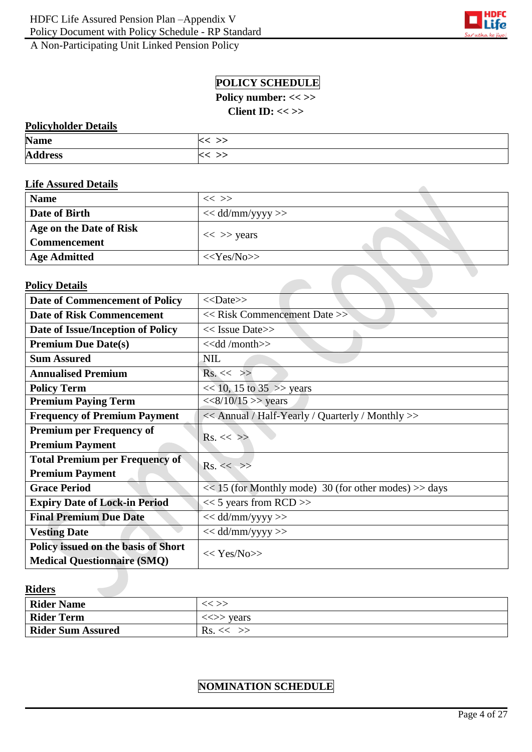# POLICY SCHEDULE

**Policy number: << >>**

**Client ID: << >>**

**Policyholder Details**

| | |
|---|---|
| **Name** | << >> |
| **Address** | << >> |

**Life Assured Details**

| | |
|---|---|
| **Name** | << >> |
| **Date of Birth** | << dd/mm/yyyy >> |
| **Age on the Date of Risk Commencement** | << >> years |
| **Age Admitted** | <<Yes/No>> |

**Policy Details**

| | |
|---|---|
| **Date of Commencement of Policy** | <<Date>> |
| **Date of Risk Commencement** | << Risk Commencement Date >> |
| **Date of Issue/Inception of Policy** | << Issue Date>> |
| **Premium Due Date(s)** | <<dd /month>> |
| **Sum Assured** | NIL |
| **Annualised Premium** | Rs. << >> |
| **Policy Term** | << 10, 15 to 35 >> years |
| **Premium Paying Term** | <<8/10/15 >> years |
| **Frequency of Premium Payment** | << Annual / Half-Yearly / Quarterly / Monthly >> |
| **Premium per Frequency of Premium Payment** | Rs. << >> |
| **Total Premium per Frequency of Premium Payment** | Rs. << >> |
| **Grace Period** | << 15 (for Monthly mode) 30 (for other modes) >> days |
| **Expiry Date of Lock-in Period** | << 5 years from RCD >> |
| **Final Premium Due Date** | << dd/mm/yyyy >> |
| **Vesting Date** | << dd/mm/yyyy >> |
| **Policy issued on the basis of Short Medical Questionnaire (SMQ)** | << Yes/No>> |

**Riders**

| | |
|---|---|
| **Rider Name** | << >> |
| **Rider Term** | <<>> years |
| **Rider Sum Assured** | Rs. << >> |

# NOMINATION SCHEDULE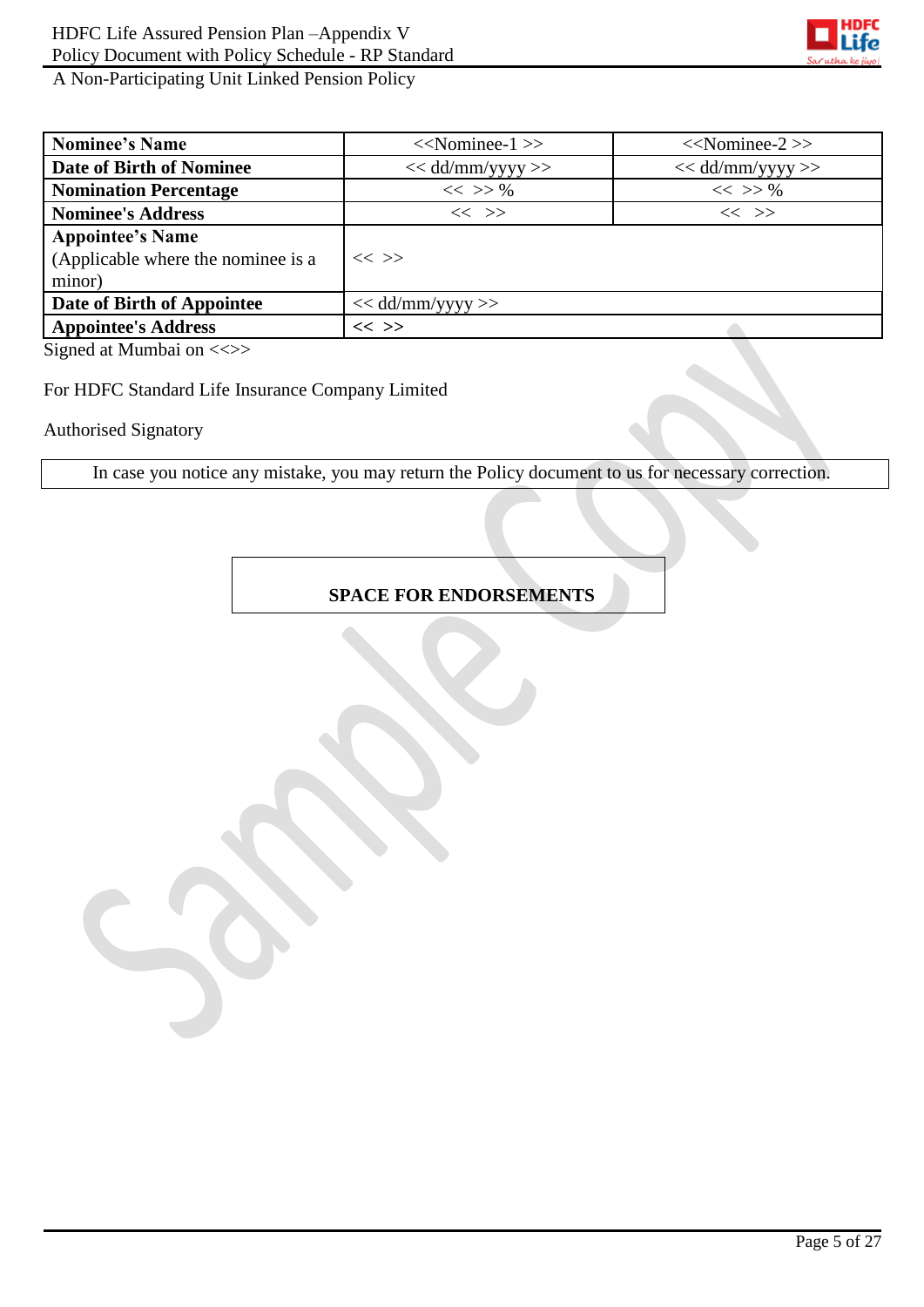| **Nominee's Name** | <<Nominee-1 >> | <<Nominee-2 >> |
|---|---|---|
| **Date of Birth of Nominee** | << dd/mm/yyyy >> | << dd/mm/yyyy >> |
| **Nomination Percentage** | << >> % | << >> % |
| **Nominee's Address** | << >> | << >> |
| **Appointee's Name** (Applicable where the nominee is a minor) | << >> | |
| **Date of Birth of Appointee** | << dd/mm/yyyy >> | |
| **Appointee's Address** | << >> | |

Signed at Mumbai on <<>>

For HDFC Standard Life Insurance Company Limited

Authorised Signatory

In case you notice any mistake, you may return the Policy document to us for necessary correction.

**SPACE FOR ENDORSEMENTS**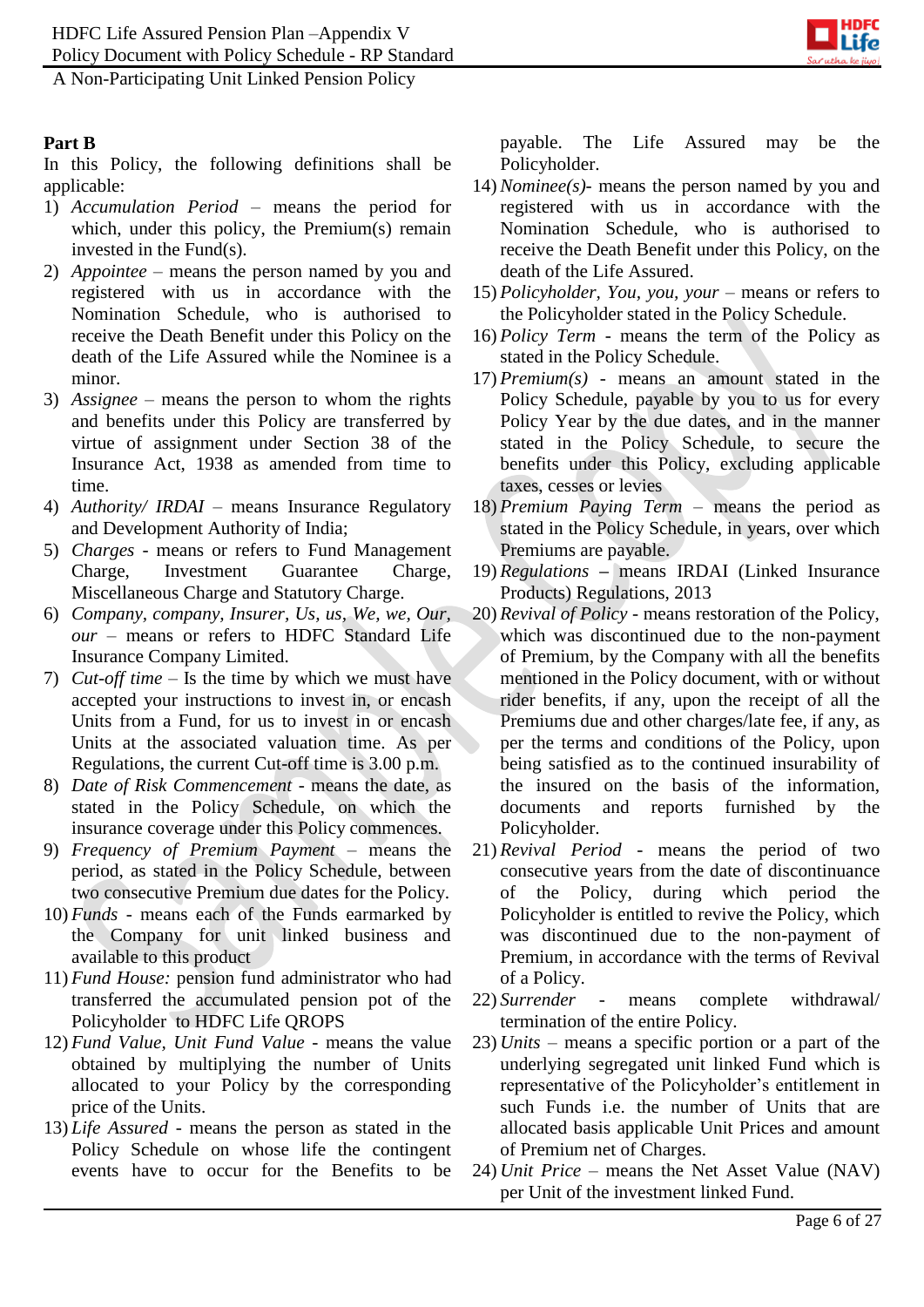**Part B**

In this Policy, the following definitions shall be applicable:

1) *Accumulation Period* – means the period for which, under this policy, the Premium(s) remain invested in the Fund(s).
2) *Appointee* – means the person named by you and registered with us in accordance with the Nomination Schedule, who is authorised to receive the Death Benefit under this Policy on the death of the Life Assured while the Nominee is a minor.
3) *Assignee* – means the person to whom the rights and benefits under this Policy are transferred by virtue of assignment under Section 38 of the Insurance Act, 1938 as amended from time to time.
4) *Authority/ IRDAI* – means Insurance Regulatory and Development Authority of India;
5) *Charges* - means or refers to Fund Management Charge, Investment Guarantee Charge, Miscellaneous Charge and Statutory Charge.
6) *Company, company, Insurer, Us, us, We, we, Our, our* – means or refers to HDFC Standard Life Insurance Company Limited.
7) *Cut-off time* – Is the time by which we must have accepted your instructions to invest in, or encash Units from a Fund, for us to invest in or encash Units at the associated valuation time. As per Regulations, the current Cut-off time is 3.00 p.m.
8) *Date of Risk Commencement* - means the date, as stated in the Policy Schedule, on which the insurance coverage under this Policy commences.
9) *Frequency of Premium Payment* – means the period, as stated in the Policy Schedule, between two consecutive Premium due dates for the Policy.
10) *Funds* - means each of the Funds earmarked by the Company for unit linked business and available to this product
11) *Fund House:* pension fund administrator who had transferred the accumulated pension pot of the Policyholder to HDFC Life QROPS
12) *Fund Value, Unit Fund Value* - means the value obtained by multiplying the number of Units allocated to your Policy by the corresponding price of the Units.
13) *Life Assured* - means the person as stated in the Policy Schedule on whose life the contingent events have to occur for the Benefits to be payable. The Life Assured may be the Policyholder.
14) *Nominee(s)*- means the person named by you and registered with us in accordance with the Nomination Schedule, who is authorised to receive the Death Benefit under this Policy, on the death of the Life Assured.
15) *Policyholder, You, you, your* – means or refers to the Policyholder stated in the Policy Schedule.
16) *Policy Term* - means the term of the Policy as stated in the Policy Schedule.
17) *Premium(s)* - means an amount stated in the Policy Schedule, payable by you to us for every Policy Year by the due dates, and in the manner stated in the Policy Schedule, to secure the benefits under this Policy, excluding applicable taxes, cesses or levies
18) *Premium Paying Term* – means the period as stated in the Policy Schedule, in years, over which Premiums are payable.
19) *Regulations* – means IRDAI (Linked Insurance Products) Regulations, 2013
20) *Revival of Policy* - means restoration of the Policy, which was discontinued due to the non-payment of Premium, by the Company with all the benefits mentioned in the Policy document, with or without rider benefits, if any, upon the receipt of all the Premiums due and other charges/late fee, if any, as per the terms and conditions of the Policy, upon being satisfied as to the continued insurability of the insured on the basis of the information, documents and reports furnished by the Policyholder.
21) *Revival Period* - means the period of two consecutive years from the date of discontinuance of the Policy, during which period the Policyholder is entitled to revive the Policy, which was discontinued due to the non-payment of Premium, in accordance with the terms of Revival of a Policy.
22) *Surrender* - means complete withdrawal/ termination of the entire Policy.
23) *Units* – means a specific portion or a part of the underlying segregated unit linked Fund which is representative of the Policyholder's entitlement in such Funds i.e. the number of Units that are allocated basis applicable Unit Prices and amount of Premium net of Charges.
24) *Unit Price* – means the Net Asset Value (NAV) per Unit of the investment linked Fund.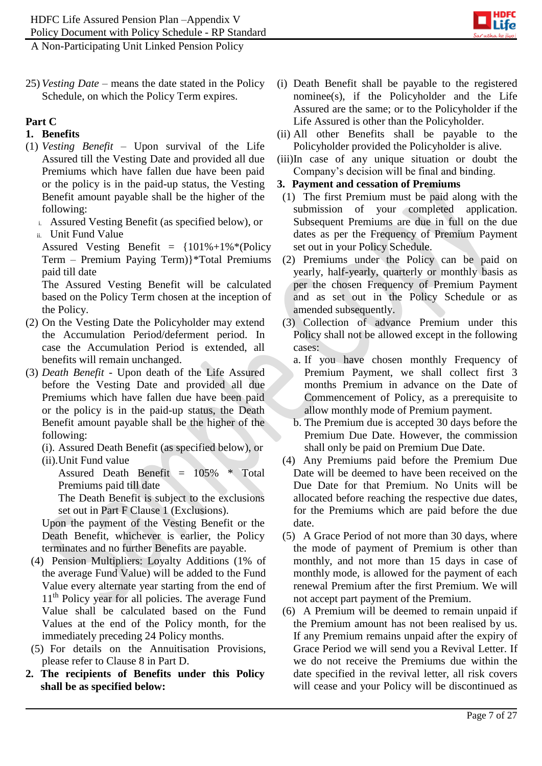25) *Vesting Date* – means the date stated in the Policy Schedule, on which the Policy Term expires.

**Part C**

**1. Benefits**

(1) *Vesting Benefit* – Upon survival of the Life Assured till the Vesting Date and provided all due Premiums which have fallen due have been paid or the policy is in the paid-up status, the Vesting Benefit amount payable shall be the higher of the following:

i. Assured Vesting Benefit (as specified below), or
ii. Unit Fund Value

Assured Vesting Benefit = {101%+1%*(Policy Term – Premium Paying Term)}*Total Premiums paid till date

The Assured Vesting Benefit will be calculated based on the Policy Term chosen at the inception of the Policy.

(2) On the Vesting Date the Policyholder may extend the Accumulation Period/deferment period. In case the Accumulation Period is extended, all benefits will remain unchanged.

(3) *Death Benefit* - Upon death of the Life Assured before the Vesting Date and provided all due Premiums which have fallen due have been paid or the policy is in the paid-up status, the Death Benefit amount payable shall be the higher of the following:

(i). Assured Death Benefit (as specified below), or
(ii).Unit Fund value

Assured Death Benefit = 105% * Total Premiums paid till date

The Death Benefit is subject to the exclusions set out in Part F Clause 1 (Exclusions).

Upon the payment of the Vesting Benefit or the Death Benefit, whichever is earlier, the Policy terminates and no further Benefits are payable.

(4) Pension Multipliers: Loyalty Additions (1% of the average Fund Value) will be added to the Fund Value every alternate year starting from the end of 11th Policy year for all policies. The average Fund Value shall be calculated based on the Fund Values at the end of the Policy month, for the immediately preceding 24 Policy months.

(5) For details on the Annuitisation Provisions, please refer to Clause 8 in Part D.

**2. The recipients of Benefits under this Policy shall be as specified below:**

(i) Death Benefit shall be payable to the registered nominee(s), if the Policyholder and the Life Assured are the same; or to the Policyholder if the Life Assured is other than the Policyholder.

(ii) All other Benefits shall be payable to the Policyholder provided the Policyholder is alive.

(iii)In case of any unique situation or doubt the Company's decision will be final and binding.

**3. Payment and cessation of Premiums**

(1) The first Premium must be paid along with the submission of your completed application. Subsequent Premiums are due in full on the due dates as per the Frequency of Premium Payment set out in your Policy Schedule.

(2) Premiums under the Policy can be paid on yearly, half-yearly, quarterly or monthly basis as per the chosen Frequency of Premium Payment and as set out in the Policy Schedule or as amended subsequently.

(3) Collection of advance Premium under this Policy shall not be allowed except in the following cases:

a. If you have chosen monthly Frequency of Premium Payment, we shall collect first 3 months Premium in advance on the Date of Commencement of Policy, as a prerequisite to allow monthly mode of Premium payment.

b. The Premium due is accepted 30 days before the Premium Due Date. However, the commission shall only be paid on Premium Due Date.

(4) Any Premiums paid before the Premium Due Date will be deemed to have been received on the Due Date for that Premium. No Units will be allocated before reaching the respective due dates, for the Premiums which are paid before the due date.

(5) A Grace Period of not more than 30 days, where the mode of payment of Premium is other than monthly, and not more than 15 days in case of monthly mode, is allowed for the payment of each renewal Premium after the first Premium. We will not accept part payment of the Premium.

(6) A Premium will be deemed to remain unpaid if the Premium amount has not been realised by us. If any Premium remains unpaid after the expiry of Grace Period we will send you a Revival Letter. If we do not receive the Premiums due within the date specified in the revival letter, all risk covers will cease and your Policy will be discontinued as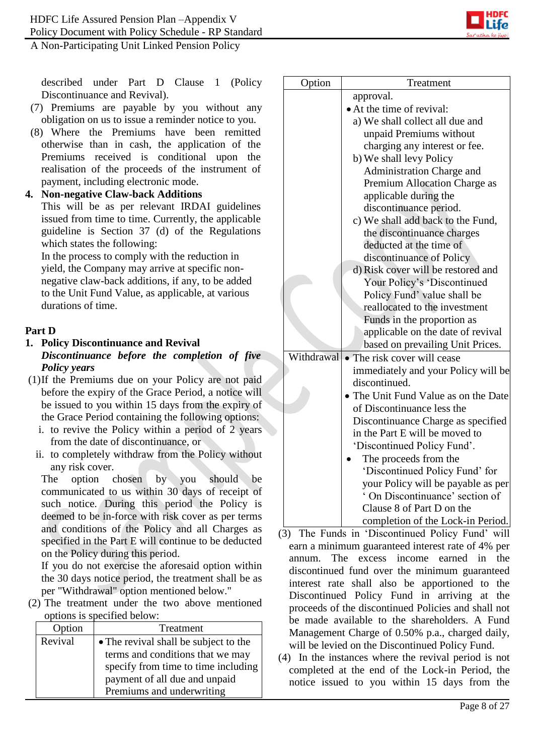described under Part D Clause 1 (Policy Discontinuance and Revival).

(7) Premiums are payable by you without any obligation on us to issue a reminder notice to you.

(8) Where the Premiums have been remitted otherwise than in cash, the application of the Premiums received is conditional upon the realisation of the proceeds of the instrument of payment, including electronic mode.

**4. Non-negative Claw-back Additions**

This will be as per relevant IRDAI guidelines issued from time to time. Currently, the applicable guideline is Section 37 (d) of the Regulations which states the following:

In the process to comply with the reduction in yield, the Company may arrive at specific non-negative claw-back additions, if any, to be added to the Unit Fund Value, as applicable, at various durations of time.

## Part D

**1. Policy Discontinuance and Revival**

***Discontinuance before the completion of five Policy years***

(1) If the Premiums due on your Policy are not paid before the expiry of the Grace Period, a notice will be issued to you within 15 days from the expiry of the Grace Period containing the following options:

i. to revive the Policy within a period of 2 years from the date of discontinuance, or

ii. to completely withdraw from the Policy without any risk cover.

The option chosen by you should be communicated to us within 30 days of receipt of such notice. During this period the Policy is deemed to be in-force with risk cover as per terms and conditions of the Policy and all Charges as specified in the Part E will continue to be deducted on the Policy during this period.

If you do not exercise the aforesaid option within the 30 days notice period, the treatment shall be as per "Withdrawal" option mentioned below."

(2) The treatment under the two above mentioned options is specified below:

| Option | Treatment |
|---|---|
| Revival | • The revival shall be subject to the terms and conditions that we may specify from time to time including payment of all due and unpaid Premiums and underwriting approval.<br>• At the time of revival:<br>a) We shall collect all due and unpaid Premiums without charging any interest or fee.<br>b) We shall levy Policy Administration Charge and Premium Allocation Charge as applicable during the discontinuance period.<br>c) We shall add back to the Fund, the discontinuance charges deducted at the time of discontinuance of Policy<br>d) Risk cover will be restored and Your Policy's 'Discontinued Policy Fund' value shall be reallocated to the investment Funds in the proportion as applicable on the date of revival based on prevailing Unit Prices. |
| Withdrawal | • The risk cover will cease immediately and your Policy will be discontinued.<br>• The Unit Fund Value as on the Date of Discontinuance less the Discontinuance Charge as specified in the Part E will be moved to 'Discontinued Policy Fund'.<br>• The proceeds from the 'Discontinued Policy Fund' for your Policy will be payable as per ' On Discontinuance' section of Clause 8 of Part D on the completion of the Lock-in Period. |

(3) The Funds in 'Discontinued Policy Fund' will earn a minimum guaranteed interest rate of 4% per annum. The excess income earned in the discontinued fund over the minimum guaranteed interest rate shall also be apportioned to the Discontinued Policy Fund in arriving at the proceeds of the discontinued Policies and shall not be made available to the shareholders. A Fund Management Charge of 0.50% p.a., charged daily, will be levied on the Discontinued Policy Fund.

(4) In the instances where the revival period is not completed at the end of the Lock-in Period, the notice issued to you within 15 days from the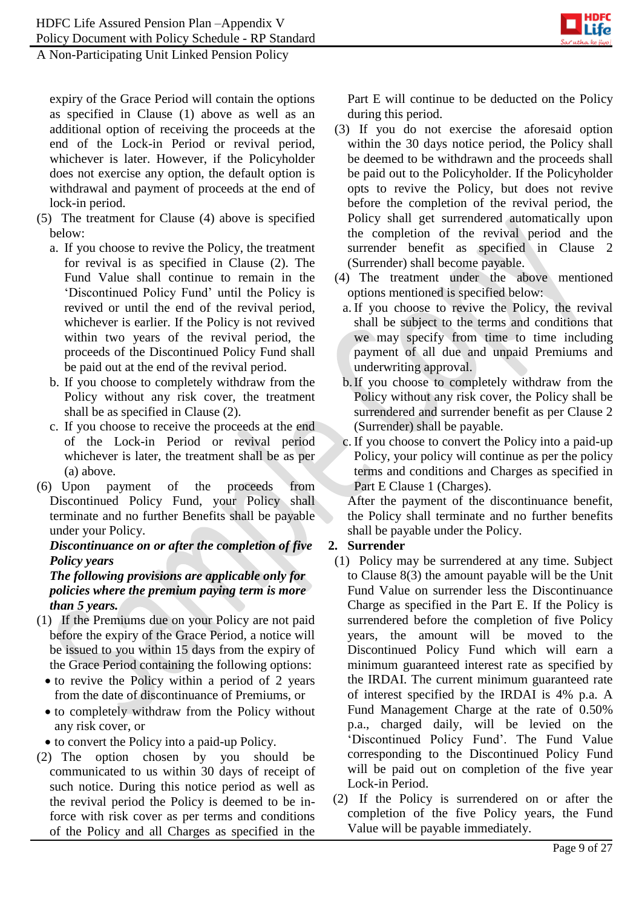expiry of the Grace Period will contain the options as specified in Clause (1) above as well as an additional option of receiving the proceeds at the end of the Lock-in Period or revival period, whichever is later. However, if the Policyholder does not exercise any option, the default option is withdrawal and payment of proceeds at the end of lock-in period.

(5) The treatment for Clause (4) above is specified below:

a. If you choose to revive the Policy, the treatment for revival is as specified in Clause (2). The Fund Value shall continue to remain in the 'Discontinued Policy Fund' until the Policy is revived or until the end of the revival period, whichever is earlier. If the Policy is not revived within two years of the revival period, the proceeds of the Discontinued Policy Fund shall be paid out at the end of the revival period.

b. If you choose to completely withdraw from the Policy without any risk cover, the treatment shall be as specified in Clause (2).

c. If you choose to receive the proceeds at the end of the Lock-in Period or revival period whichever is later, the treatment shall be as per (a) above.

(6) Upon payment of the proceeds from Discontinued Policy Fund, your Policy shall terminate and no further Benefits shall be payable under your Policy.

***Discontinuance on or after the completion of five Policy years***

***The following provisions are applicable only for policies where the premium paying term is more than 5 years.***

(1) If the Premiums due on your Policy are not paid before the expiry of the Grace Period, a notice will be issued to you within 15 days from the expiry of the Grace Period containing the following options:

- to revive the Policy within a period of 2 years from the date of discontinuation of Premiums, or
- to completely withdraw from the Policy without any risk cover, or
- to convert the Policy into a paid-up Policy.

(2) The option chosen by you should be communicated to us within 30 days of receipt of such notice. During this notice period as well as the revival period the Policy is deemed to be in-force with risk cover as per terms and conditions of the Policy and all Charges as specified in the Part E will continue to be deducted on the Policy during this period.

(3) If you do not exercise the aforesaid option within the 30 days notice period, the Policy shall be deemed to be withdrawn and the proceeds shall be paid out to the Policyholder. If the Policyholder opts to revive the Policy, but does not revive before the completion of the revival period, the Policy shall get surrendered automatically upon the completion of the revival period and the surrender benefit as specified in Clause 2 (Surrender) shall become payable.

(4) The treatment under the above mentioned options mentioned is specified below:

a. If you choose to revive the Policy, the revival shall be subject to the terms and conditions that we may specify from time to time including payment of all due and unpaid Premiums and underwriting approval.

b. If you choose to completely withdraw from the Policy without any risk cover, the Policy shall be surrendered and surrender benefit as per Clause 2 (Surrender) shall be payable.

c. If you choose to convert the Policy into a paid-up Policy, your policy will continue as per the policy terms and conditions and Charges as specified in Part E Clause 1 (Charges).

After the payment of the discontinuance benefit, the Policy shall terminate and no further benefits shall be payable under the Policy.

**2. Surrender**

(1) Policy may be surrendered at any time. Subject to Clause 8(3) the amount payable will be the Unit Fund Value on surrender less the Discontinuance Charge as specified in the Part E. If the Policy is surrendered before the completion of five Policy years, the amount will be moved to the Discontinued Policy Fund which will earn a minimum guaranteed interest rate as specified by the IRDAI. The current minimum guaranteed rate of interest specified by the IRDAI is 4% p.a. A Fund Management Charge at the rate of 0.50% p.a., charged daily, will be levied on the 'Discontinued Policy Fund'. The Fund Value corresponding to the Discontinued Policy Fund will be paid out on completion of the five year Lock-in Period.

(2) If the Policy is surrendered on or after the completion of the five Policy years, the Fund Value will be payable immediately.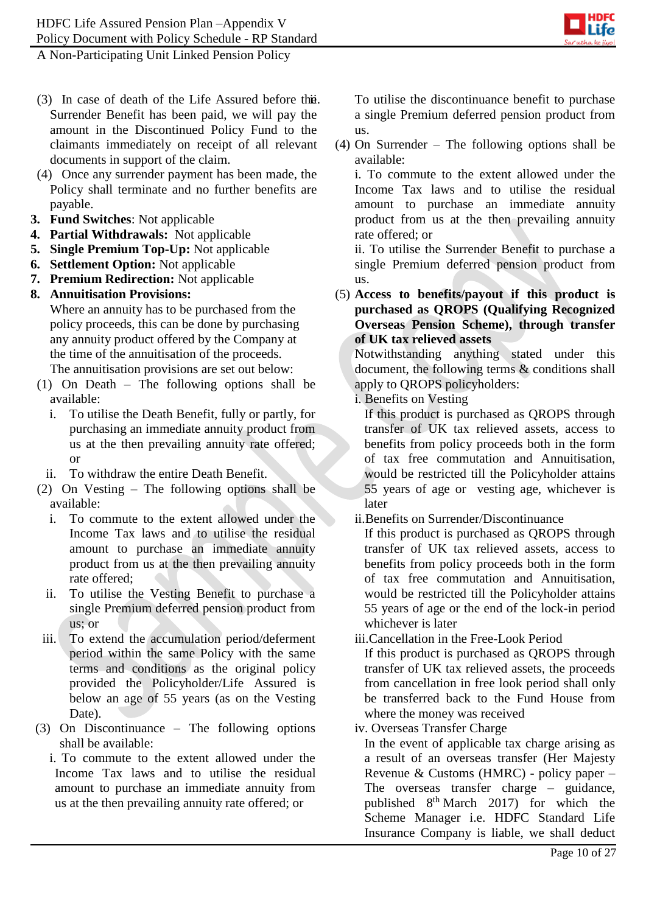(3) In case of death of the Life Assured before the Surrender Benefit has been paid, we will pay the amount in the Discontinued Policy Fund to the claimants immediately on receipt of all relevant documents in support of the claim.

(4) Once any surrender payment has been made, the Policy shall terminate and no further benefits are payable.

3. **Fund Switches**: Not applicable
4. **Partial Withdrawals:** Not applicable
5. **Single Premium Top-Up:** Not applicable
6. **Settlement Option:** Not applicable
7. **Premium Redirection:** Not applicable
8. **Annuitisation Provisions:**

Where an annuity has to be purchased from the policy proceeds, this can be done by purchasing any annuity product offered by the Company at the time of the annuitisation of the proceeds.

The annuitisation provisions are set out below:

(1) On Death – The following options shall be available:

   i. To utilise the Death Benefit, fully or partly, for purchasing an immediate annuity product from us at the then prevailing annuity rate offered; or

   ii. To withdraw the entire Death Benefit.

(2) On Vesting – The following options shall be available:

   i. To commute to the extent allowed under the Income Tax laws and to utilise the residual amount to purchase an immediate annuity product from us at the then prevailing annuity rate offered;

   ii. To utilise the Vesting Benefit to purchase a single Premium deferred pension product from us; or

   iii. To extend the accumulation period/deferment period within the same Policy with the same terms and conditions as the original policy provided the Policyholder/Life Assured is below an age of 55 years (as on the Vesting Date).

(3) On Discontinuance – The following options shall be available:

   i. To commute to the extent allowed under the Income Tax laws and to utilise the residual amount to purchase an immediate annuity from us at the then prevailing annuity rate offered; or

   ii. To utilise the discontinuance benefit to purchase a single Premium deferred pension product from us.

(4) On Surrender – The following options shall be available:

   i. To commute to the extent allowed under the Income Tax laws and to utilise the residual amount to purchase an immediate annuity product from us at the then prevailing annuity rate offered; or

   ii. To utilise the Surrender Benefit to purchase a single Premium deferred pension product from us.

(5) **Access to benefits/payout if this product is purchased as QROPS (Qualifying Recognized Overseas Pension Scheme), through transfer of UK tax relieved assets**

Notwithstanding anything stated under this document, the following terms & conditions shall apply to QROPS policyholders:

i. Benefits on Vesting

If this product is purchased as QROPS through transfer of UK tax relieved assets, access to benefits from policy proceeds both in the form of tax free commutation and Annuitisation, would be restricted till the Policyholder attains 55 years of age or vesting age, whichever is later

ii. Benefits on Surrender/Discontinuance

If this product is purchased as QROPS through transfer of UK tax relieved assets, access to benefits from policy proceeds both in the form of tax free commutation and Annuitisation, would be restricted till the Policyholder attains 55 years of age or the end of the lock-in period whichever is later

iii. Cancellation in the Free-Look Period

If this product is purchased as QROPS through transfer of UK tax relieved assets, the proceeds from cancellation in free look period shall only be transferred back to the Fund House from where the money was received

iv. Overseas Transfer Charge

In the event of applicable tax charge arising as a result of an overseas transfer (Her Majesty Revenue & Customs (HMRC) - policy paper – The overseas transfer charge – guidance, published 8th March 2017) for which the Scheme Manager i.e. HDFC Standard Life Insurance Company is liable, we shall deduct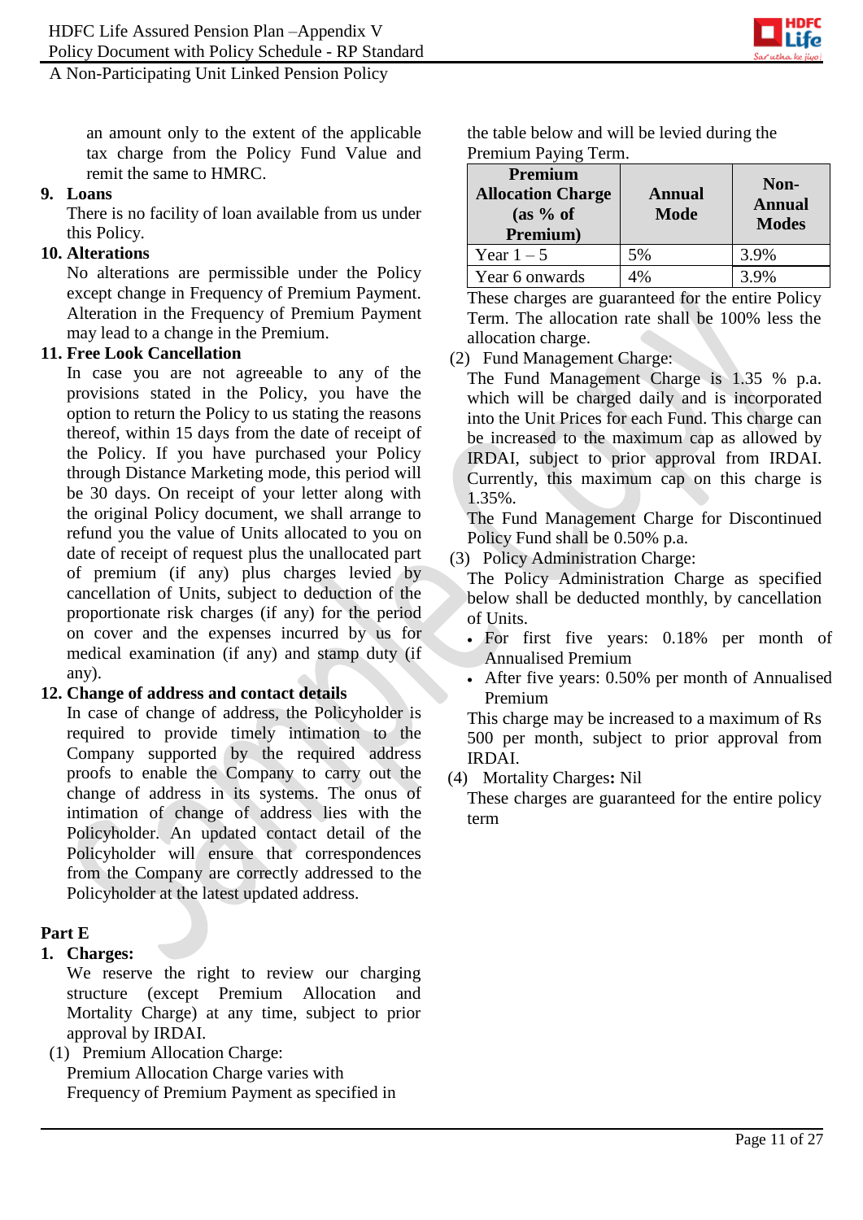an amount only to the extent of the applicable tax charge from the Policy Fund Value and remit the same to HMRC.

**9. Loans**

There is no facility of loan available from us under this Policy.

**10. Alterations**

No alterations are permissible under the Policy except change in Frequency of Premium Payment. Alteration in the Frequency of Premium Payment may lead to a change in the Premium.

**11. Free Look Cancellation**

In case you are not agreeable to any of the provisions stated in the Policy, you have the option to return the Policy to us stating the reasons thereof, within 15 days from the date of receipt of the Policy. If you have purchased your Policy through Distance Marketing mode, this period will be 30 days. On receipt of your letter along with the original Policy document, we shall arrange to refund you the value of Units allocated to you on date of receipt of request plus the unallocated part of premium (if any) plus charges levied by cancellation of Units, subject to deduction of the proportionate risk charges (if any) for the period on cover and the expenses incurred by us for medical examination (if any) and stamp duty (if any).

**12. Change of address and contact details**

In case of change of address, the Policyholder is required to provide timely intimation to the Company supported by the required address proofs to enable the Company to carry out the change of address in its systems. The onus of intimation of change of address lies with the Policyholder. An updated contact detail of the Policyholder will ensure that correspondences from the Company are correctly addressed to the Policyholder at the latest updated address.

**Part E**

**1. Charges:**

We reserve the right to review our charging structure (except Premium Allocation and Mortality Charge) at any time, subject to prior approval by IRDAI.

(1) Premium Allocation Charge:

Premium Allocation Charge varies with Frequency of Premium Payment as specified in the table below and will be levied during the Premium Paying Term.

| Premium Allocation Charge (as % of Premium) | Annual Mode | Non-Annual Modes |
|---|---|---|
| Year 1 – 5 | 5% | 3.9% |
| Year 6 onwards | 4% | 3.9% |

These charges are guaranteed for the entire Policy Term. The allocation rate shall be 100% less the allocation charge.

(2) Fund Management Charge:

The Fund Management Charge is 1.35 % p.a. which will be charged daily and is incorporated into the Unit Prices for each Fund. This charge can be increased to the maximum cap as allowed by IRDAI, subject to prior approval from IRDAI. Currently, this maximum cap on this charge is 1.35%.

The Fund Management Charge for Discontinued Policy Fund shall be 0.50% p.a.

(3) Policy Administration Charge:

The Policy Administration Charge as specified below shall be deducted monthly, by cancellation of Units.

- For first five years: 0.18% per month of Annualised Premium
- After five years: 0.50% per month of Annualised Premium

This charge may be increased to a maximum of Rs 500 per month, subject to prior approval from IRDAI.

(4) Mortality Charges**:** Nil

These charges are guaranteed for the entire policy term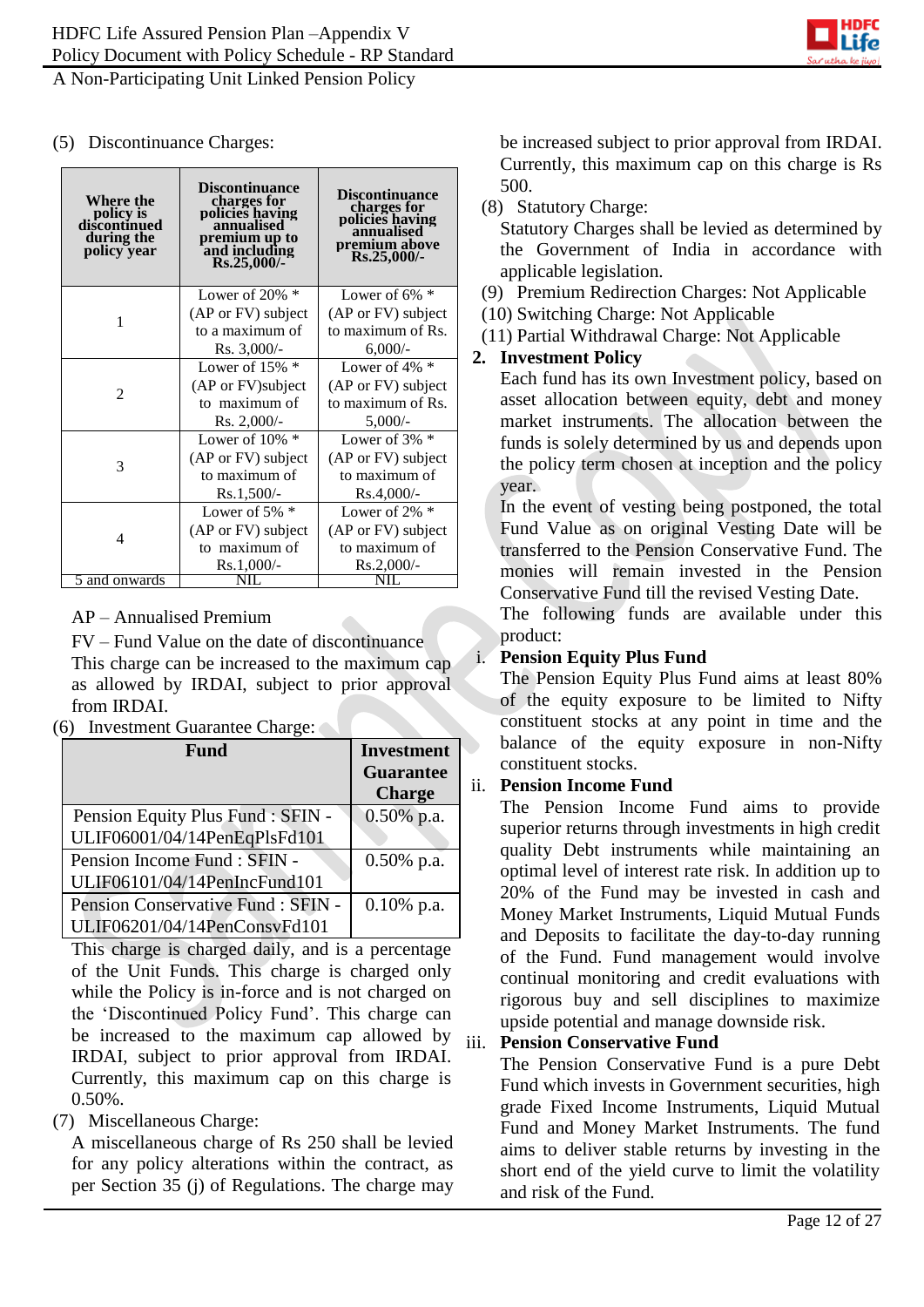(5) Discontinuance Charges:

| Where the policy is discontinued during the policy year | Discontinuance charges for policies having annualised premium up to and including Rs.25,000/- | Discontinuance charges for policies having annualised premium above Rs.25,000/- |
|---|---|---|
| 1 | Lower of 20% * (AP or FV) subject to a maximum of Rs. 3,000/- | Lower of 6% * (AP or FV) subject to maximum of Rs. 6,000/- |
| 2 | Lower of 15% * (AP or FV)subject to maximum of Rs. 2,000/- | Lower of 4% * (AP or FV) subject to maximum of Rs. 5,000/- |
| 3 | Lower of 10% * (AP or FV) subject to maximum of Rs.1,500/- | Lower of 3% * (AP or FV) subject to maximum of Rs.4,000/- |
| 4 | Lower of 5% * (AP or FV) subject to maximum of Rs.1,000/- | Lower of 2% * (AP or FV) subject to maximum of Rs.2,000/- |
| 5 and onwards | NIL | NIL |

AP – Annualised Premium

FV – Fund Value on the date of discontinuance

This charge can be increased to the maximum cap as allowed by IRDAI, subject to prior approval from IRDAI.

(6) Investment Guarantee Charge:

| Fund | Investment Guarantee Charge |
|---|---|
| Pension Equity Plus Fund : SFIN - ULIF06001/04/14PenEqPlsFd101 | 0.50% p.a. |
| Pension Income Fund : SFIN - ULIF06101/04/14PenIncFund101 | 0.50% p.a. |
| Pension Conservative Fund : SFIN - ULIF06201/04/14PenConsvFd101 | 0.10% p.a. |

This charge is charged daily, and is a percentage of the Unit Funds. This charge is charged only while the Policy is in-force and is not charged on the 'Discontinued Policy Fund'. This charge can be increased to the maximum cap allowed by IRDAI, subject to prior approval from IRDAI. Currently, this maximum cap on this charge is 0.50%.

(7) Miscellaneous Charge:

A miscellaneous charge of Rs 250 shall be levied for any policy alterations within the contract, as per Section 35 (j) of Regulations. The charge may be increased subject to prior approval from IRDAI. Currently, this maximum cap on this charge is Rs 500.

(8) Statutory Charge:

Statutory Charges shall be levied as determined by the Government of India in accordance with applicable legislation.

(9) Premium Redirection Charges: Not Applicable

(10) Switching Charge: Not Applicable

(11) Partial Withdrawal Charge: Not Applicable

**2. Investment Policy**

Each fund has its own Investment policy, based on asset allocation between equity, debt and money market instruments. The allocation between the funds is solely determined by us and depends upon the policy term chosen at inception and the policy year.

In the event of vesting being postponed, the total Fund Value as on original Vesting Date will be transferred to the Pension Conservative Fund. The monies will remain invested in the Pension Conservative Fund till the revised Vesting Date.

The following funds are available under this product:

i. **Pension Equity Plus Fund**

The Pension Equity Plus Fund aims at least 80% of the equity exposure to be limited to Nifty constituent stocks at any point in time and the balance of the equity exposure in non-Nifty constituent stocks.

ii. **Pension Income Fund**

The Pension Income Fund aims to provide superior returns through investments in high credit quality Debt instruments while maintaining an optimal level of interest rate risk. In addition up to 20% of the Fund may be invested in cash and Money Market Instruments, Liquid Mutual Funds and Deposits to facilitate the day-to-day running of the Fund. Fund management would involve continual monitoring and credit evaluations with rigorous buy and sell disciplines to maximize upside potential and manage downside risk.

iii. **Pension Conservative Fund**

The Pension Conservative Fund is a pure Debt Fund which invests in Government securities, high grade Fixed Income Instruments, Liquid Mutual Fund and Money Market Instruments. The fund aims to deliver stable returns by investing in the short end of the yield curve to limit the volatility and risk of the Fund.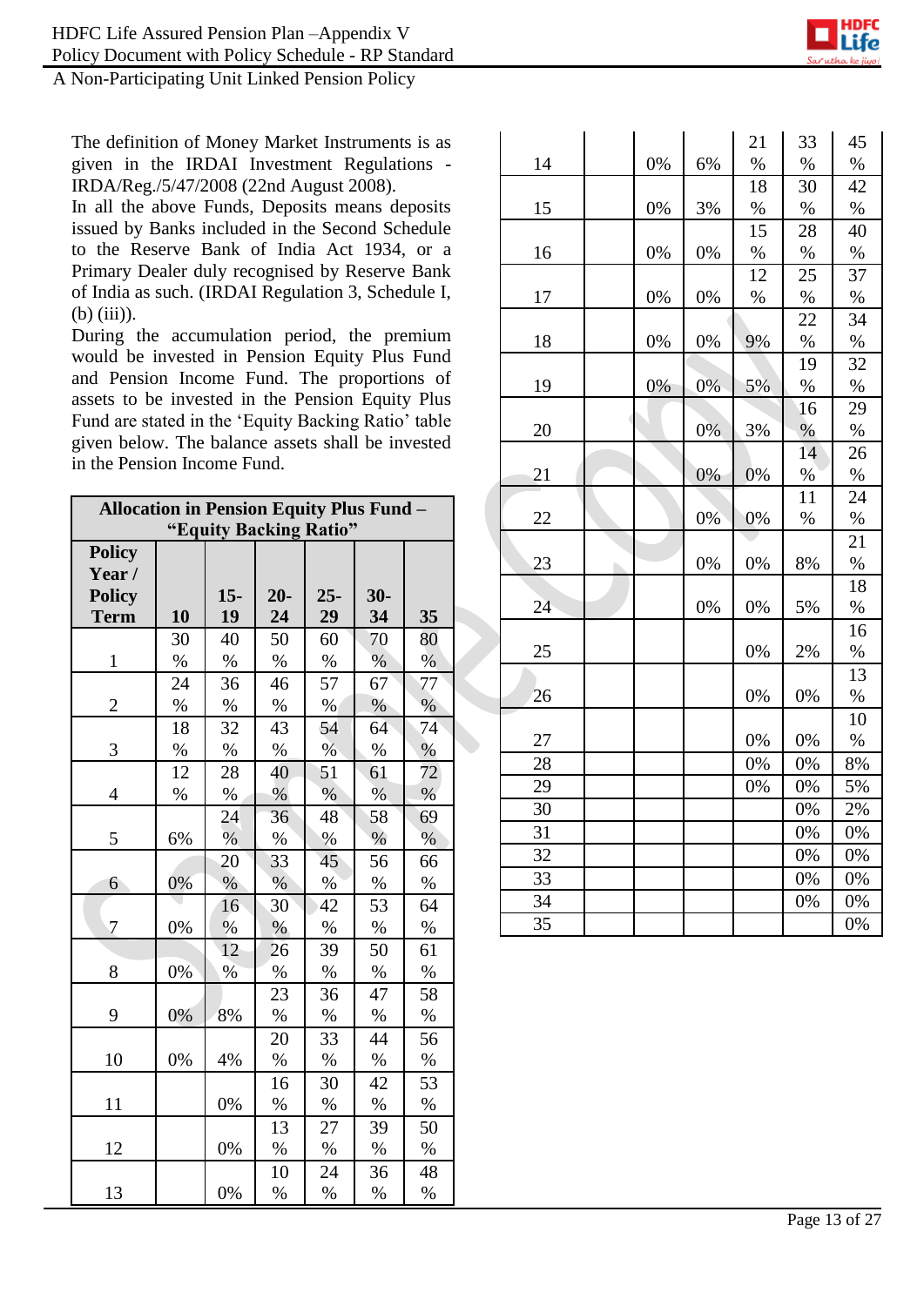The definition of Money Market Instruments is as given in the IRDAI Investment Regulations - IRDA/Reg./5/47/2008 (22nd August 2008).

In all the above Funds, Deposits means deposits issued by Banks included in the Second Schedule to the Reserve Bank of India Act 1934, or a Primary Dealer duly recognised by Reserve Bank of India as such. (IRDAI Regulation 3, Schedule I, (b) (iii)).

During the accumulation period, the premium would be invested in Pension Equity Plus Fund and Pension Income Fund. The proportions of assets to be invested in the Pension Equity Plus Fund are stated in the 'Equity Backing Ratio' table given below. The balance assets shall be invested in the Pension Income Fund.

| Allocation in Pension Equity Plus Fund – "Equity Backing Ratio" | | | | | | |
|---|---|---|---|---|---|---|
| **Policy Year / Policy Term** | **10** | **15-19** | **20-24** | **25-29** | **30-34** | **35** |
| 1 | 30% | 40% | 50% | 60% | 70% | 80% |
| 2 | 24% | 36% | 46% | 57% | 67% | 77% |
| 3 | 18% | 32% | 43% | 54% | 64% | 74% |
| 4 | 12% | 28% | 40% | 51% | 61% | 72% |
| 5 | 6% | 24% | 36% | 48% | 58% | 69% |
| 6 | 0% | 20% | 33% | 45% | 56% | 66% |
| 7 | 0% | 16% | 30% | 42% | 53% | 64% |
| 8 | 0% | 12% | 26% | 39% | 50% | 61% |
| 9 | 0% | 8% | 23% | 36% | 47% | 58% |
| 10 | 0% | 4% | 20% | 33% | 44% | 56% |
| 11 | | 0% | 16% | 30% | 42% | 53% |
| 12 | | 0% | 13% | 27% | 39% | 50% |
| 13 | | 0% | 10% | 24% | 36% | 48% |
| 14 | | 0% | 6% | 21% | 33% | 45% |
| 15 | | 0% | 3% | 18% | 30% | 42% |
| 16 | | 0% | 0% | 15% | 28% | 40% |
| 17 | | 0% | 0% | 12% | 25% | 37% |
| 18 | | 0% | 0% | 9% | 22% | 34% |
| 19 | | 0% | 0% | 5% | 19% | 32% |
| 20 | | | 0% | 3% | 16% | 29% |
| 21 | | | 0% | 0% | 14% | 26% |
| 22 | | | 0% | 0% | 11% | 24% |
| 23 | | | 0% | 0% | 8% | 21% |
| 24 | | | 0% | 0% | 5% | 18% |
| 25 | | | | 0% | 2% | 16% |
| 26 | | | | 0% | 0% | 13% |
| 27 | | | | 0% | 0% | 10% |
| 28 | | | | 0% | 0% | 8% |
| 29 | | | | 0% | 0% | 5% |
| 30 | | | | | 0% | 2% |
| 31 | | | | | 0% | 0% |
| 32 | | | | | 0% | 0% |
| 33 | | | | | 0% | 0% |
| 34 | | | | | 0% | 0% |
| 35 | | | | | | 0% |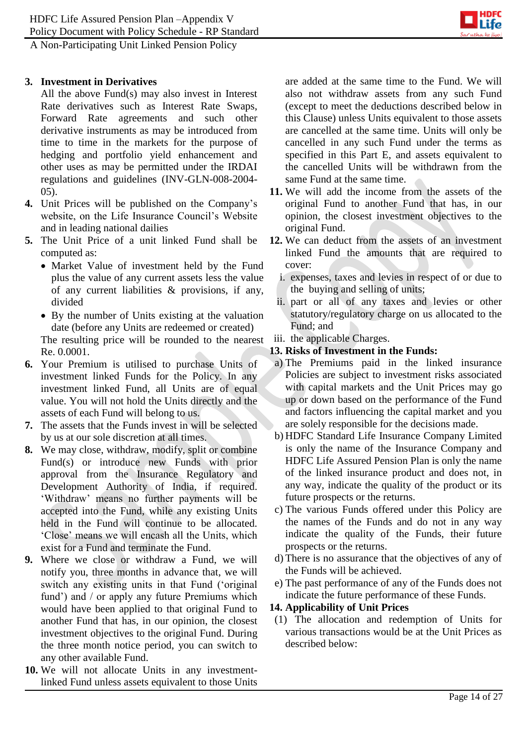3. **Investment in Derivatives**
   All the above Fund(s) may also invest in Interest Rate derivatives such as Interest Rate Swaps, Forward Rate agreements and such other derivative instruments as may be introduced from time to time in the markets for the purpose of hedging and portfolio yield enhancement and other uses as may be permitted under the IRDAI regulations and guidelines (INV-GLN-008-2004-05).
4. Unit Prices will be published on the Company's website, on the Life Insurance Council's Website and in leading national dailies
5. The Unit Price of a unit linked Fund shall be computed as:
   - Market Value of investment held by the Fund plus the value of any current assets less the value of any current liabilities & provisions, if any, divided
   - By the number of Units existing at the valuation date (before any Units are redeemed or created)

   The resulting price will be rounded to the nearest Re. 0.0001.
6. Your Premium is utilised to purchase Units of investment linked Funds for the Policy. In any investment linked Fund, all Units are of equal value. You will not hold the Units directly and the assets of each Fund will belong to us.
7. The assets that the Funds invest in will be selected by us at our sole discretion at all times.
8. We may close, withdraw, modify, split or combine Fund(s) or introduce new Funds with prior approval from the Insurance Regulatory and Development Authority of India, if required. 'Withdraw' means no further payments will be accepted into the Fund, while any existing Units held in the Fund will continue to be allocated. 'Close' means we will encash all the Units, which exist for a Fund and terminate the Fund.
9. Where we close or withdraw a Fund, we will notify you, three months in advance that, we will switch any existing units in that Fund ('original fund') and / or apply any future Premiums which would have been applied to that original Fund to another Fund that has, in our opinion, the closest investment objectives to the original Fund. During the three month notice period, you can switch to any other available Fund.
10. We will not allocate Units in any investment-linked Fund unless assets equivalent to those Units are added at the same time to the Fund. We will also not withdraw assets from any such Fund (except to meet the deductions described below in this Clause) unless Units equivalent to those assets are cancelled at the same time. Units will only be cancelled in any such Fund under the terms as specified in this Part E, and assets equivalent to the cancelled Units will be withdrawn from the same Fund at the same time.
11. We will add the income from the assets of the original Fund to another Fund that has, in our opinion, the closest investment objectives to the original Fund.
12. We can deduct from the assets of an investment linked Fund the amounts that are required to cover:
    i. expenses, taxes and levies in respect of or due to the buying and selling of units;
    ii. part or all of any taxes and levies or other statutory/regulatory charge on us allocated to the Fund; and
    iii. the applicable Charges.
13. **Risks of Investment in the Funds:**
    a) The Premiums paid in the linked insurance Policies are subject to investment risks associated with capital markets and the Unit Prices may go up or down based on the performance of the Fund and factors influencing the capital market and you are solely responsible for the decisions made.
    b) HDFC Standard Life Insurance Company Limited is only the name of the Insurance Company and HDFC Life Assured Pension Plan is only the name of the linked insurance product and does not, in any way, indicate the quality of the product or its future prospects or the returns.
    c) The various Funds offered under this Policy are the names of the Funds and do not in any way indicate the quality of the Funds, their future prospects or the returns.
    d) There is no assurance that the objectives of any of the Funds will be achieved.
    e) The past performance of any of the Funds does not indicate the future performance of these Funds.
14. **Applicability of Unit Prices**
    (1) The allocation and redemption of Units for various transactions would be at the Unit Prices as described below: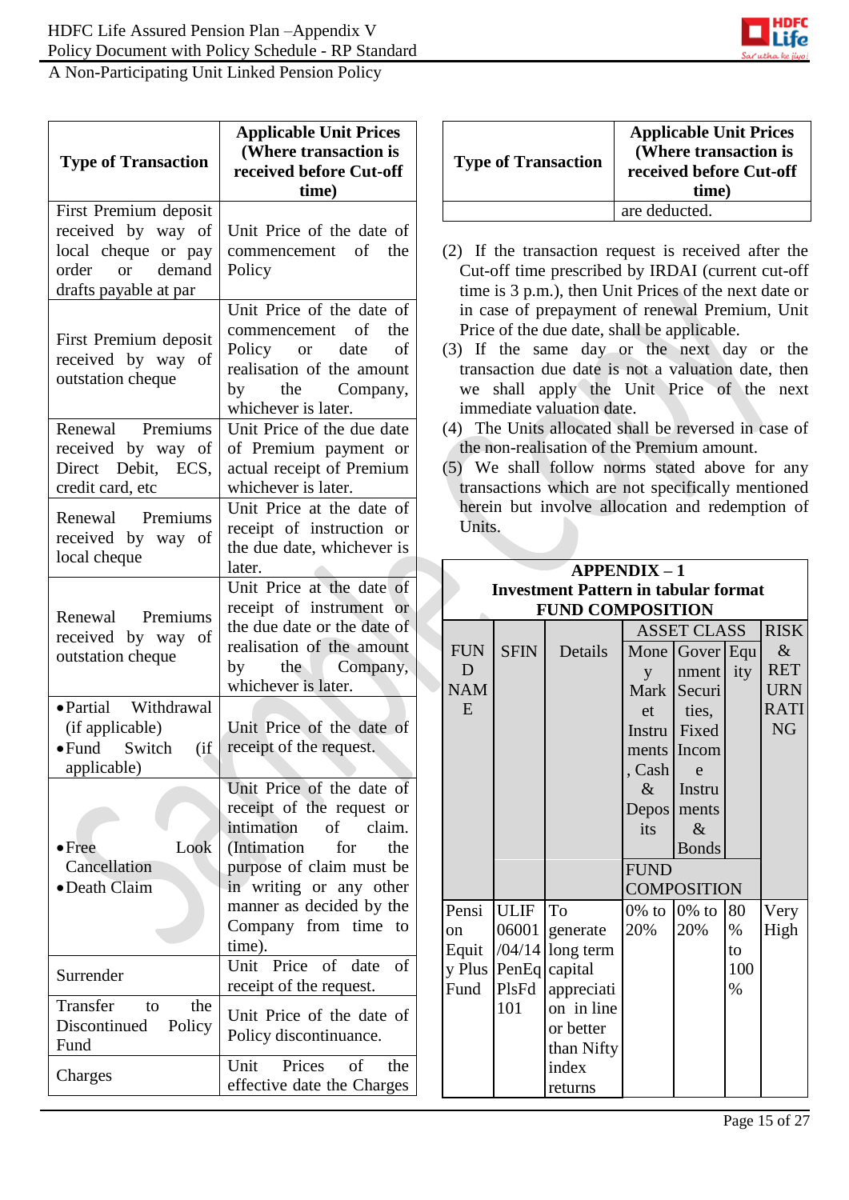| Type of Transaction | Applicable Unit Prices (Where transaction is received before Cut-off time) |
|---|---|
| First Premium deposit received by way of local cheque or pay order or demand drafts payable at par | Unit Price of the date of commencement of the Policy |
| First Premium deposit received by way of outstation cheque | Unit Price of the date of commencement of the Policy or date of realisation of the amount by the Company, whichever is later. |
| Renewal Premiums received by way of Direct Debit, ECS, credit card, etc | Unit Price of the due date of Premium payment or actual receipt of Premium whichever is later. |
| Renewal Premiums received by way of local cheque | Unit Price at the date of receipt of instruction or the due date, whichever is later. |
| Renewal Premiums received by way of outstation cheque | Unit Price at the date of receipt of instrument or the due date or the date of realisation of the amount by the Company, whichever is later. |
| • Partial Withdrawal (if applicable)<br>• Fund Switch (if applicable) | Unit Price of the date of receipt of the request. |
| • Free Look Cancellation<br>• Death Claim | Unit Price of the date of receipt of the request or intimation of claim. (Intimation for the purpose of claim must be in writing or any other manner as decided by the Company from time to time). |
| Surrender | Unit Price of date of receipt of the request. |
| Transfer to the Discontinued Policy Fund | Unit Price of the date of Policy discontinuance. |
| Charges | Unit Prices of the effective date the Charges are deducted. |

(2) If the transaction request is received after the Cut-off time prescribed by IRDAI (current cut-off time is 3 p.m.), then Unit Prices of the next date or in case of prepayment of renewal Premium, Unit Price of the due date, shall be applicable.

(3) If the same day or the next day or the transaction due date is not a valuation date, then we shall apply the Unit Price of the next immediate valuation date.

(4) The Units allocated shall be reversed in case of the non-realisation of the Premium amount.

(5) We shall follow norms stated above for any transactions which are not specifically mentioned herein but involve allocation and redemption of Units.

**APPENDIX – 1**
**Investment Pattern in tabular format**
**FUND COMPOSITION**

| FUND NAME | SFIN | Details | ASSET CLASS: Money Market Instruments, Cash & Deposits | ASSET CLASS: Government Securities, Fixed Income Instruments & Bonds | ASSET CLASS: Equity | RISK & RETURN RATING |
|---|---|---|---|---|---|---|
| | | | FUND COMPOSITION | | | |
| Pension Equity Plus Fund | ULIF06001/04/14PenEqPlsFd101 | To generate long term capital appreciation in line or better than Nifty index returns | 0% to 20% | 0% to 20% | 80% to 100% | Very High |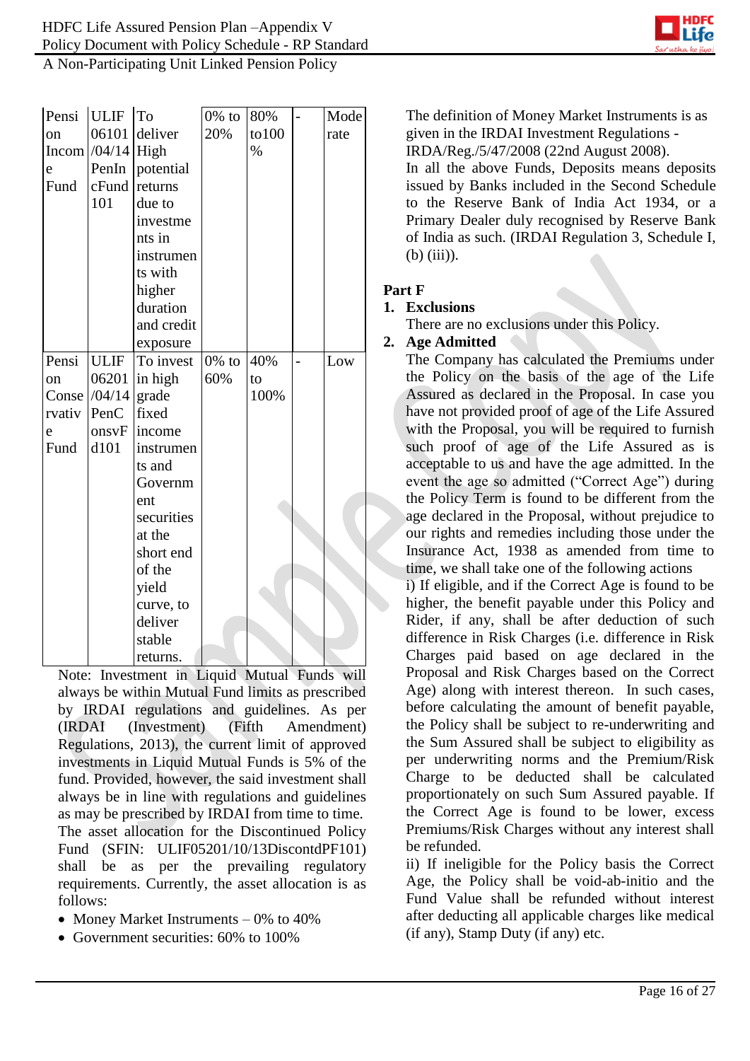| Pension Income Fund | ULIF06101/04/14PenIncFund101 | To deliver High potential returns due to investments in instruments with higher duration and credit exposure | 0% to 20% | 80% to100 % | - | Moderate |
|---|---|---|---|---|---|---|
| Pension Conservative Fund | ULIF06201/04/14PenConsvFd101 | To invest in high grade fixed income instruments and Government securities at the short end of the yield curve, to deliver stable returns. | 0% to 60% | 40% to 100% | - | Low |

Note: Investment in Liquid Mutual Funds will always be within Mutual Fund limits as prescribed by IRDAI regulations and guidelines. As per (IRDAI (Investment) (Fifth Amendment) Regulations, 2013), the current limit of approved investments in Liquid Mutual Funds is 5% of the fund. Provided, however, the said investment shall always be in line with regulations and guidelines as may be prescribed by IRDAI from time to time.

The asset allocation for the Discontinued Policy Fund (SFIN: ULIF05201/10/13DiscontdPF101) shall be as per the prevailing regulatory requirements. Currently, the asset allocation is as follows:

- Money Market Instruments – 0% to 40%
- Government securities: 60% to 100%

The definition of Money Market Instruments is as given in the IRDAI Investment Regulations - IRDA/Reg./5/47/2008 (22nd August 2008).

In all the above Funds, Deposits means deposits issued by Banks included in the Second Schedule to the Reserve Bank of India Act 1934, or a Primary Dealer duly recognised by Reserve Bank of India as such. (IRDAI Regulation 3, Schedule I, (b) (iii)).

**Part F**

1. **Exclusions**

   There are no exclusions under this Policy.

2. **Age Admitted**

   The Company has calculated the Premiums under the Policy on the basis of the age of the Life Assured as declared in the Proposal. In case you have not provided proof of age of the Life Assured with the Proposal, you will be required to furnish such proof of age of the Life Assured as is acceptable to us and have the age admitted. In the event the age so admitted ("Correct Age") during the Policy Term is found to be different from the age declared in the Proposal, without prejudice to our rights and remedies including those under the Insurance Act, 1938 as amended from time to time, we shall take one of the following actions

   i) If eligible, and if the Correct Age is found to be higher, the benefit payable under this Policy and Rider, if any, shall be after deduction of such difference in Risk Charges (i.e. difference in Risk Charges paid based on age declared in the Proposal and Risk Charges based on the Correct Age) along with interest thereon. In such cases, before calculating the amount of benefit payable, the Policy shall be subject to re-underwriting and the Sum Assured shall be subject to eligibility as per underwriting norms and the Premium/Risk Charge to be deducted shall be calculated proportionately on such Sum Assured payable. If the Correct Age is found to be lower, excess Premiums/Risk Charges without any interest shall be refunded.

   ii) If ineligible for the Policy basis the Correct Age, the Policy shall be void-ab-initio and the Fund Value shall be refunded without interest after deducting all applicable charges like medical (if any), Stamp Duty (if any) etc.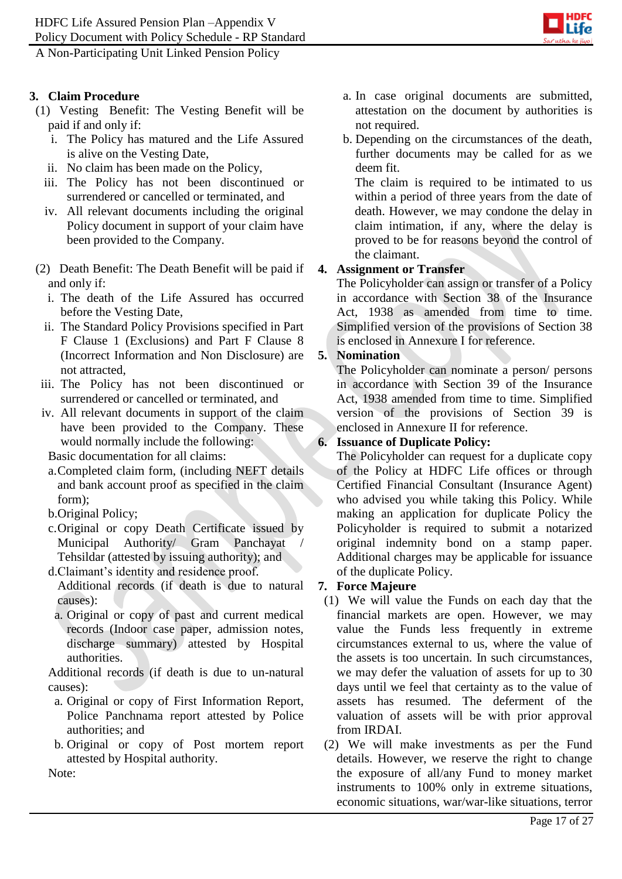### 3. Claim Procedure

(1) Vesting Benefit: The Vesting Benefit will be paid if and only if:

  i. The Policy has matured and the Life Assured is alive on the Vesting Date,
  ii. No claim has been made on the Policy,
  iii. The Policy has not been discontinued or surrendered or cancelled or terminated, and
  iv. All relevant documents including the original Policy document in support of your claim have been provided to the Company.

(2) Death Benefit: The Death Benefit will be paid if and only if:

  i. The death of the Life Assured has occurred before the Vesting Date,
  ii. The Standard Policy Provisions specified in Part F Clause 1 (Exclusions) and Part F Clause 8 (Incorrect Information and Non Disclosure) are not attracted,
  iii. The Policy has not been discontinued or surrendered or cancelled or terminated, and
  iv. All relevant documents in support of the claim have been provided to the Company. These would normally include the following:

Basic documentation for all claims:

  a. Completed claim form, (including NEFT details and bank account proof as specified in the claim form);
  b. Original Policy;
  c. Original or copy Death Certificate issued by Municipal Authority/ Gram Panchayat / Tehsildar (attested by issuing authority); and
  d. Claimant's identity and residence proof.

Additional records (if death is due to natural causes):

  a. Original or copy of past and current medical records (Indoor case paper, admission notes, discharge summary) attested by Hospital authorities.

Additional records (if death is due to un-natural causes):

  a. Original or copy of First Information Report, Police Panchnama report attested by Police authorities; and
  b. Original or copy of Post mortem report attested by Hospital authority.

Note:

  a. In case original documents are submitted, attestation on the document by authorities is not required.
  b. Depending on the circumstances of the death, further documents may be called for as we deem fit.

  The claim is required to be intimated to us within a period of three years from the date of death. However, we may condone the delay in claim intimation, if any, where the delay is proved to be for reasons beyond the control of the claimant.

### 4. Assignment or Transfer

The Policyholder can assign or transfer of a Policy in accordance with Section 38 of the Insurance Act, 1938 as amended from time to time. Simplified version of the provisions of Section 38 is enclosed in Annexure I for reference.

### 5. Nomination

The Policyholder can nominate a person/ persons in accordance with Section 39 of the Insurance Act, 1938 amended from time to time. Simplified version of the provisions of Section 39 is enclosed in Annexure II for reference.

### 6. Issuance of Duplicate Policy:

The Policyholder can request for a duplicate copy of the Policy at HDFC Life offices or through Certified Financial Consultant (Insurance Agent) who advised you while taking this Policy. While making an application for duplicate Policy the Policyholder is required to submit a notarized original indemnity bond on a stamp paper. Additional charges may be applicable for issuance of the duplicate Policy.

### 7. Force Majeure

(1) We will value the Funds on each day that the financial markets are open. However, we may value the Funds less frequently in extreme circumstances external to us, where the value of the assets is too uncertain. In such circumstances, we may defer the valuation of assets for up to 30 days until we feel that certainty as to the value of assets has resumed. The deferment of the valuation of assets will be with prior approval from IRDAI.

(2) We will make investments as per the Fund details. However, we reserve the right to change the exposure of all/any Fund to money market instruments to 100% only in extreme situations, economic situations, war/war-like situations, terror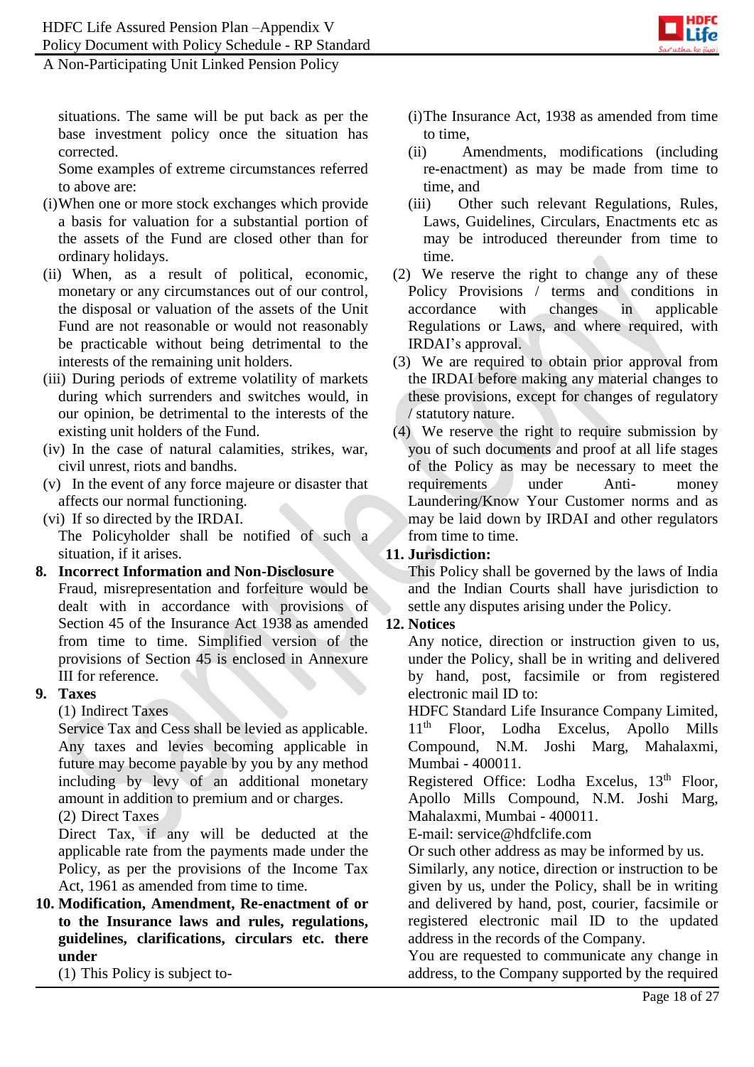situations. The same will be put back as per the base investment policy once the situation has corrected.

Some examples of extreme circumstances referred to above are:

(i) When one or more stock exchanges which provide a basis for valuation for a substantial portion of the assets of the Fund are closed other than for ordinary holidays.

(ii) When, as a result of political, economic, monetary or any circumstances out of our control, the disposal or valuation of the assets of the Unit Fund are not reasonable or would not reasonably be practicable without being detrimental to the interests of the remaining unit holders.

(iii) During periods of extreme volatility of markets during which surrenders and switches would, in our opinion, be detrimental to the interests of the existing unit holders of the Fund.

(iv) In the case of natural calamities, strikes, war, civil unrest, riots and bandhs.

(v) In the event of any force majeure or disaster that affects our normal functioning.

(vi) If so directed by the IRDAI.

The Policyholder shall be notified of such a situation, if it arises.

**8. Incorrect Information and Non-Disclosure**

Fraud, misrepresentation and forfeiture would be dealt with in accordance with provisions of Section 45 of the Insurance Act 1938 as amended from time to time. Simplified version of the provisions of Section 45 is enclosed in Annexure III for reference.

**9. Taxes**

(1) Indirect Taxes

Service Tax and Cess shall be levied as applicable. Any taxes and levies becoming applicable in future may become payable by you by any method including by levy of an additional monetary amount in addition to premium and or charges.

(2) Direct Taxes

Direct Tax, if any will be deducted at the applicable rate from the payments made under the Policy, as per the provisions of the Income Tax Act, 1961 as amended from time to time.

**10. Modification, Amendment, Re-enactment of or to the Insurance laws and rules, regulations, guidelines, clarifications, circulars etc. there under**

(1) This Policy is subject to-

(i) The Insurance Act, 1938 as amended from time to time,

(ii) Amendments, modifications (including re-enactment) as may be made from time to time, and

(iii) Other such relevant Regulations, Rules, Laws, Guidelines, Circulars, Enactments etc as may be introduced thereunder from time to time.

(2) We reserve the right to change any of these Policy Provisions / terms and conditions in accordance with changes in applicable Regulations or Laws, and where required, with IRDAI's approval.

(3) We are required to obtain prior approval from the IRDAI before making any material changes to these provisions, except for changes of regulatory / statutory nature.

(4) We reserve the right to require submission by you of such documents and proof at all life stages of the Policy as may be necessary to meet the requirements under Anti-money Laundering/Know Your Customer norms and as may be laid down by IRDAI and other regulators from time to time.

**11. Jurisdiction:**

This Policy shall be governed by the laws of India and the Indian Courts shall have jurisdiction to settle any disputes arising under the Policy.

**12. Notices**

Any notice, direction or instruction given to us, under the Policy, shall be in writing and delivered by hand, post, facsimile or from registered electronic mail ID to:

HDFC Standard Life Insurance Company Limited, 11th Floor, Lodha Excelus, Apollo Mills Compound, N.M. Joshi Marg, Mahalaxmi, Mumbai - 400011.

Registered Office: Lodha Excelus, 13th Floor, Apollo Mills Compound, N.M. Joshi Marg, Mahalaxmi, Mumbai - 400011.

E-mail: service@hdfclife.com

Or such other address as may be informed by us.

Similarly, any notice, direction or instruction to be given by us, under the Policy, shall be in writing and delivered by hand, post, courier, facsimile or registered electronic mail ID to the updated address in the records of the Company.

You are requested to communicate any change in address, to the Company supported by the required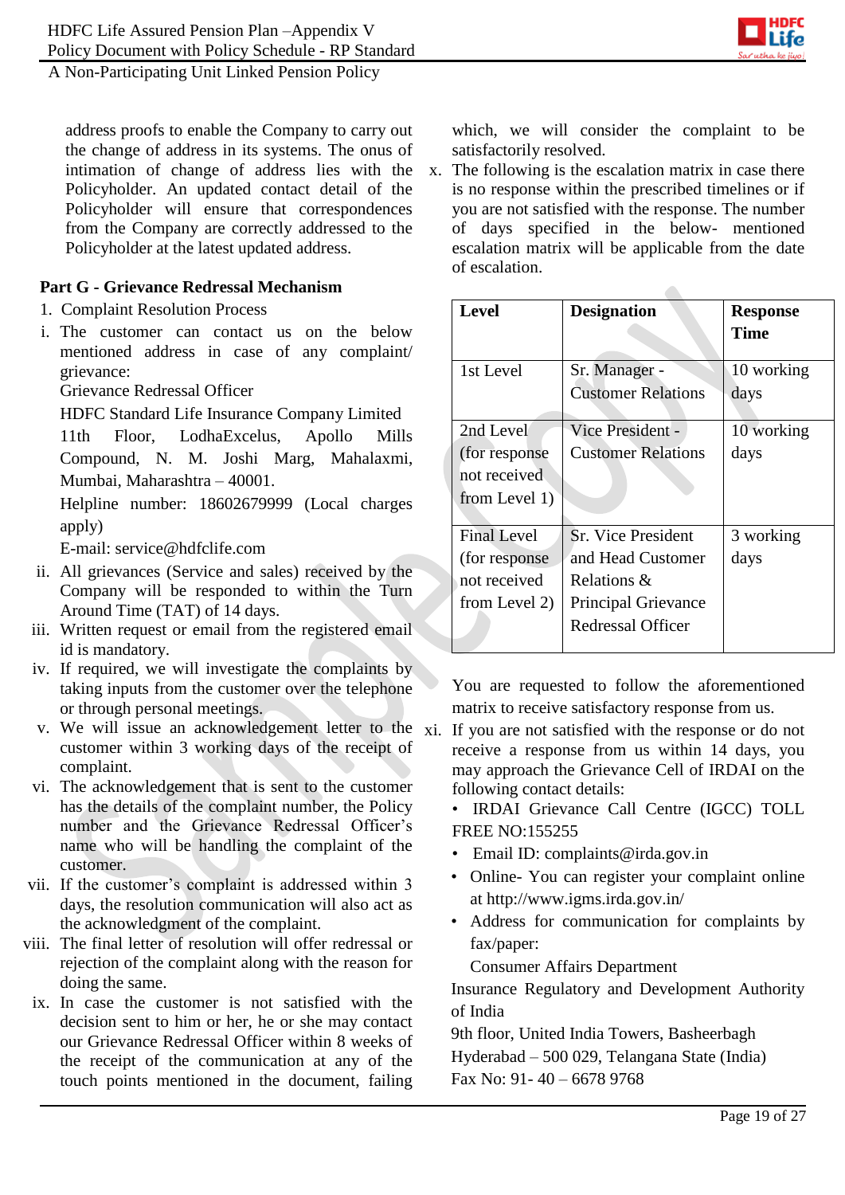address proofs to enable the Company to carry out the change of address in its systems. The onus of intimation of change of address lies with the Policyholder. An updated contact detail of the Policyholder will ensure that correspondences from the Company are correctly addressed to the Policyholder at the latest updated address.

**Part G - Grievance Redressal Mechanism**

1. Complaint Resolution Process

i. The customer can contact us on the below mentioned address in case of any complaint/ grievance:

   Grievance Redressal Officer

   HDFC Standard Life Insurance Company Limited

   11th Floor, LodhaExcelus, Apollo Mills Compound, N. M. Joshi Marg, Mahalaxmi, Mumbai, Maharashtra – 40001.

   Helpline number: 18602679999 (Local charges apply)

   E-mail: service@hdfclife.com

ii. All grievances (Service and sales) received by the Company will be responded to within the Turn Around Time (TAT) of 14 days.

iii. Written request or email from the registered email id is mandatory.

iv. If required, we will investigate the complaints by taking inputs from the customer over the telephone or through personal meetings.

v. We will issue an acknowledgement letter to the customer within 3 working days of the receipt of complaint.

vi. The acknowledgement that is sent to the customer has the details of the complaint number, the Policy number and the Grievance Redressal Officer's name who will be handling the complaint of the customer.

vii. If the customer's complaint is addressed within 3 days, the resolution communication will also act as the acknowledgment of the complaint.

viii. The final letter of resolution will offer redressal or rejection of the complaint along with the reason for doing the same.

ix. In case the customer is not satisfied with the decision sent to him or her, he or she may contact our Grievance Redressal Officer within 8 weeks of the receipt of the communication at any of the touch points mentioned in the document, failing which, we will consider the complaint to be satisfactorily resolved.

x. The following is the escalation matrix in case there is no response within the prescribed timelines or if you are not satisfied with the response. The number of days specified in the below- mentioned escalation matrix will be applicable from the date of escalation.

| Level | Designation | Response Time |
|---|---|---|
| 1st Level | Sr. Manager - Customer Relations | 10 working days |
| 2nd Level (for response not received from Level 1) | Vice President - Customer Relations | 10 working days |
| Final Level (for response not received from Level 2) | Sr. Vice President and Head Customer Relations & Principal Grievance Redressal Officer | 3 working days |

You are requested to follow the aforementioned matrix to receive satisfactory response from us.

xi. If you are not satisfied with the response or do not receive a response from us within 14 days, you may approach the Grievance Cell of IRDAI on the following contact details:

- IRDAI Grievance Call Centre (IGCC) TOLL FREE NO:155255
- Email ID: complaints@irda.gov.in
- Online- You can register your complaint online at http://www.igms.irda.gov.in/
- Address for communication for complaints by fax/paper:

  Consumer Affairs Department

  Insurance Regulatory and Development Authority of India

  9th floor, United India Towers, Basheerbagh

  Hyderabad – 500 029, Telangana State (India)

  Fax No: 91- 40 – 6678 9768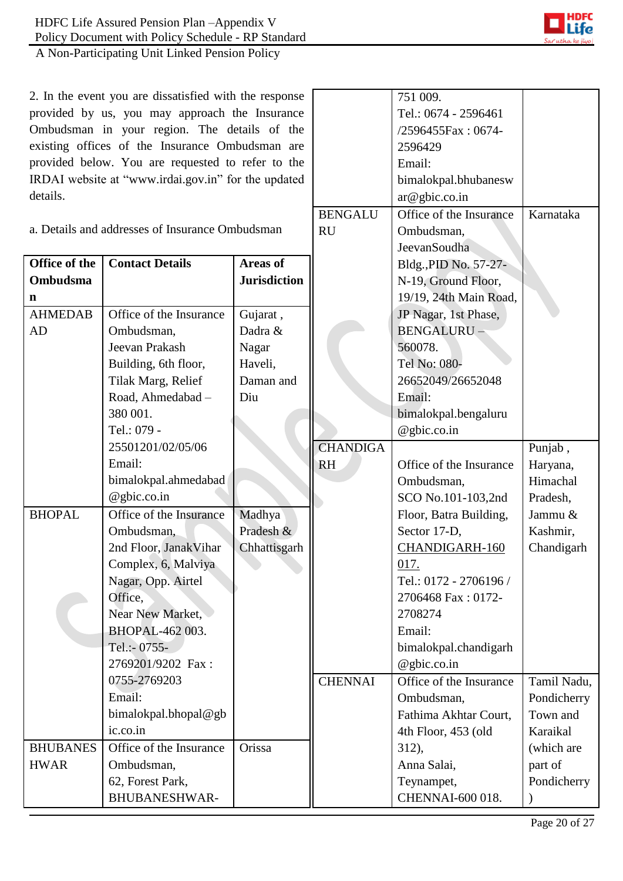2. In the event you are dissatisfied with the response provided by us, you may approach the Insurance Ombudsman in your region. The details of the existing offices of the Insurance Ombudsman are provided below. You are requested to refer to the IRDAI website at "www.irdai.gov.in" for the updated details.

a. Details and addresses of Insurance Ombudsman

| Office of the Ombudsman | Contact Details | Areas of Jurisdiction |
|---|---|---|
| AHMEDABAD | Office of the Insurance Ombudsman, Jeevan Prakash Building, 6th floor, Tilak Marg, Relief Road, Ahmedabad – 380 001. Tel.: 079 - 25501201/02/05/06 Email: bimalokpal.ahmedabad@gbic.co.in | Gujarat , Dadra & Nagar Haveli, Daman and Diu |
| BHOPAL | Office of the Insurance Ombudsman, 2nd Floor, JanakVihar Complex, 6, Malviya Nagar, Opp. Airtel Office, Near New Market, BHOPAL-462 003. Tel.:- 0755-2769201/9202 Fax : 0755-2769203 Email: bimalokpal.bhopal@gbic.co.in | Madhya Pradesh & Chhattisgarh |
| BHUBANESHWAR | Office of the Insurance Ombudsman, 62, Forest Park, BHUBANESHWAR-751 009. Tel.: 0674 - 2596461 /2596455Fax : 0674-2596429 Email: bimalokpal.bhubaneswar@gbic.co.in | Orissa |
| BENGALURU | Office of the Insurance Ombudsman, JeevanSoudha Bldg.,PID No. 57-27-N-19, Ground Floor, 19/19, 24th Main Road, JP Nagar, 1st Phase, BENGALURU – 560078. Tel No: 080-26652049/26652048 Email: bimalokpal.bengaluru@gbic.co.in | Karnataka |
| CHANDIGARH | Office of the Insurance Ombudsman, SCO No.101-103,2nd Floor, Batra Building, Sector 17-D, CHANDIGARH-160 017. Tel.: 0172 - 2706196 / 2706468 Fax : 0172-2708274 Email: bimalokpal.chandigarh@gbic.co.in | Punjab , Haryana, Himachal Pradesh, Jammu & Kashmir, Chandigarh |
| CHENNAI | Office of the Insurance Ombudsman, Fathima Akhtar Court, 4th Floor, 453 (old 312), Anna Salai, Teynampet, CHENNAI-600 018. | Tamil Nadu, Pondicherry Town and Karaikal (which are part of Pondicherry) |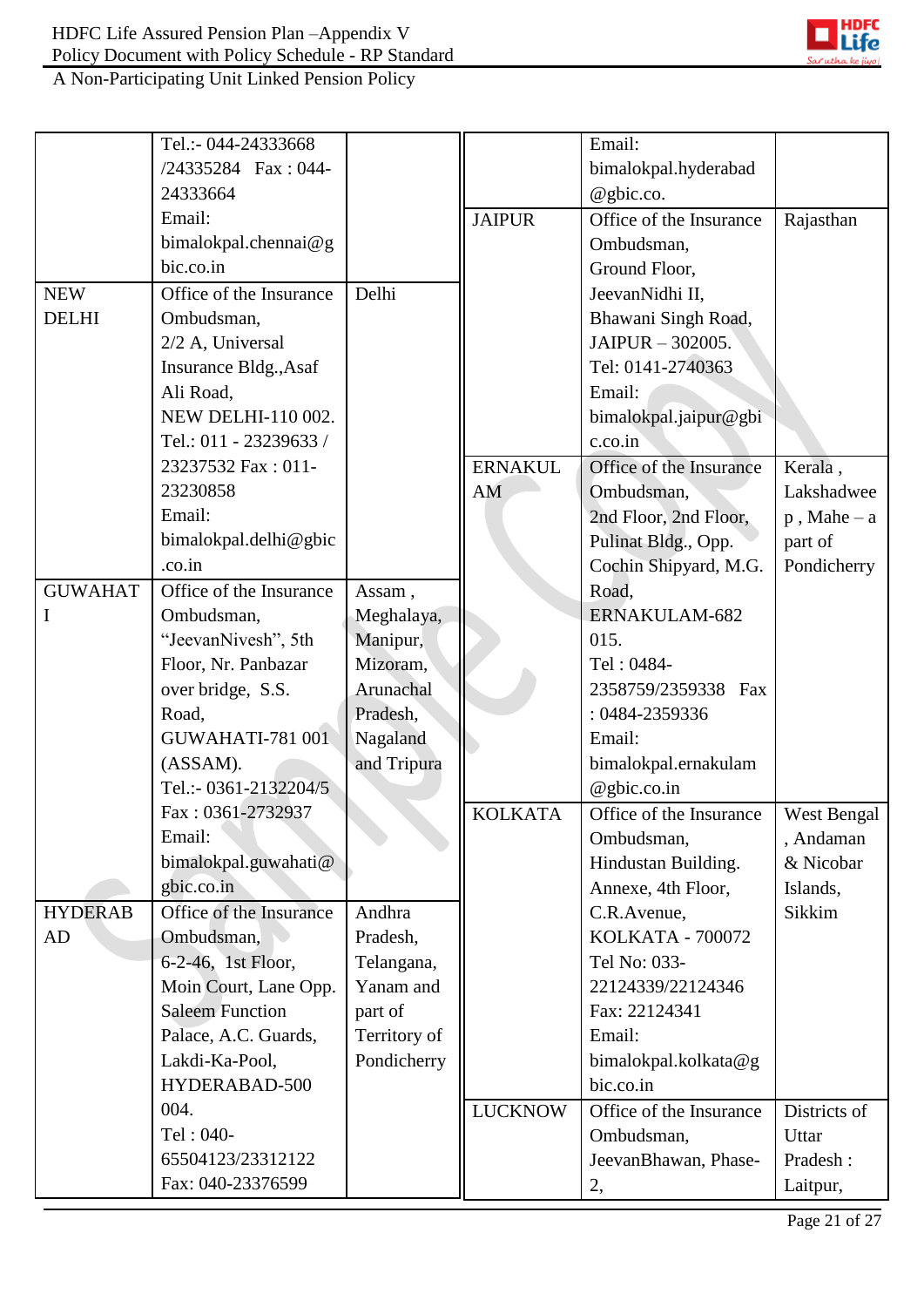| | | |
|---|---|---|
| | Tel.:- 044-24333668 /24335284 Fax : 044-24333664 Email: bimalokpal.chennai@gbic.co.in | |
| NEW DELHI | Office of the Insurance Ombudsman, 2/2 A, Universal Insurance Bldg.,Asaf Ali Road, NEW DELHI-110 002. Tel.: 011 - 23239633 / 23237532 Fax : 011-23230858 Email: bimalokpal.delhi@gbic.co.in | Delhi |
| GUWAHATI | Office of the Insurance Ombudsman, "JeevanNivesh", 5th Floor, Nr. Panbazar over bridge, S.S. Road, GUWAHATI-781 001 (ASSAM). Tel.:- 0361-2132204/5 Fax : 0361-2732937 Email: bimalokpal.guwahati@gbic.co.in | Assam , Meghalaya, Manipur, Mizoram, Arunachal Pradesh, Nagaland and Tripura |
| HYDERABAD | Office of the Insurance Ombudsman, 6-2-46, 1st Floor, Moin Court, Lane Opp. Saleem Function Palace, A.C. Guards, Lakdi-Ka-Pool, HYDERABAD-500 004. Tel : 040-65504123/23312122 Fax: 040-23376599 | Andhra Pradesh, Telangana, Yanam and part of Territory of Pondicherry |
| | Email: bimalokpal.hyderabad@gbic.co. | |
| JAIPUR | Office of the Insurance Ombudsman, Ground Floor, JeevanNidhi II, Bhawani Singh Road, JAIPUR – 302005. Tel: 0141-2740363 Email: bimalokpal.jaipur@gbic.co.in | Rajasthan |
| ERNAKULAM | Office of the Insurance Ombudsman, 2nd Floor, 2nd Floor, Pulinat Bldg., Opp. Cochin Shipyard, M.G. Road, ERNAKULAM-682 015. Tel : 0484-2358759/2359338 Fax : 0484-2359336 Email: bimalokpal.ernakulam@gbic.co.in | Kerala , Lakshadweep , Mahe – a part of Pondicherry |
| KOLKATA | Office of the Insurance Ombudsman, Hindustan Building. Annexe, 4th Floor, C.R.Avenue, KOLKATA - 700072 Tel No: 033-22124339/22124346 Fax: 22124341 Email: bimalokpal.kolkata@gbic.co.in | West Bengal , Andaman & Nicobar Islands, Sikkim |
| LUCKNOW | Office of the Insurance Ombudsman, JeevanBhawan, Phase-2, | Districts of Uttar Pradesh : Laitpur, |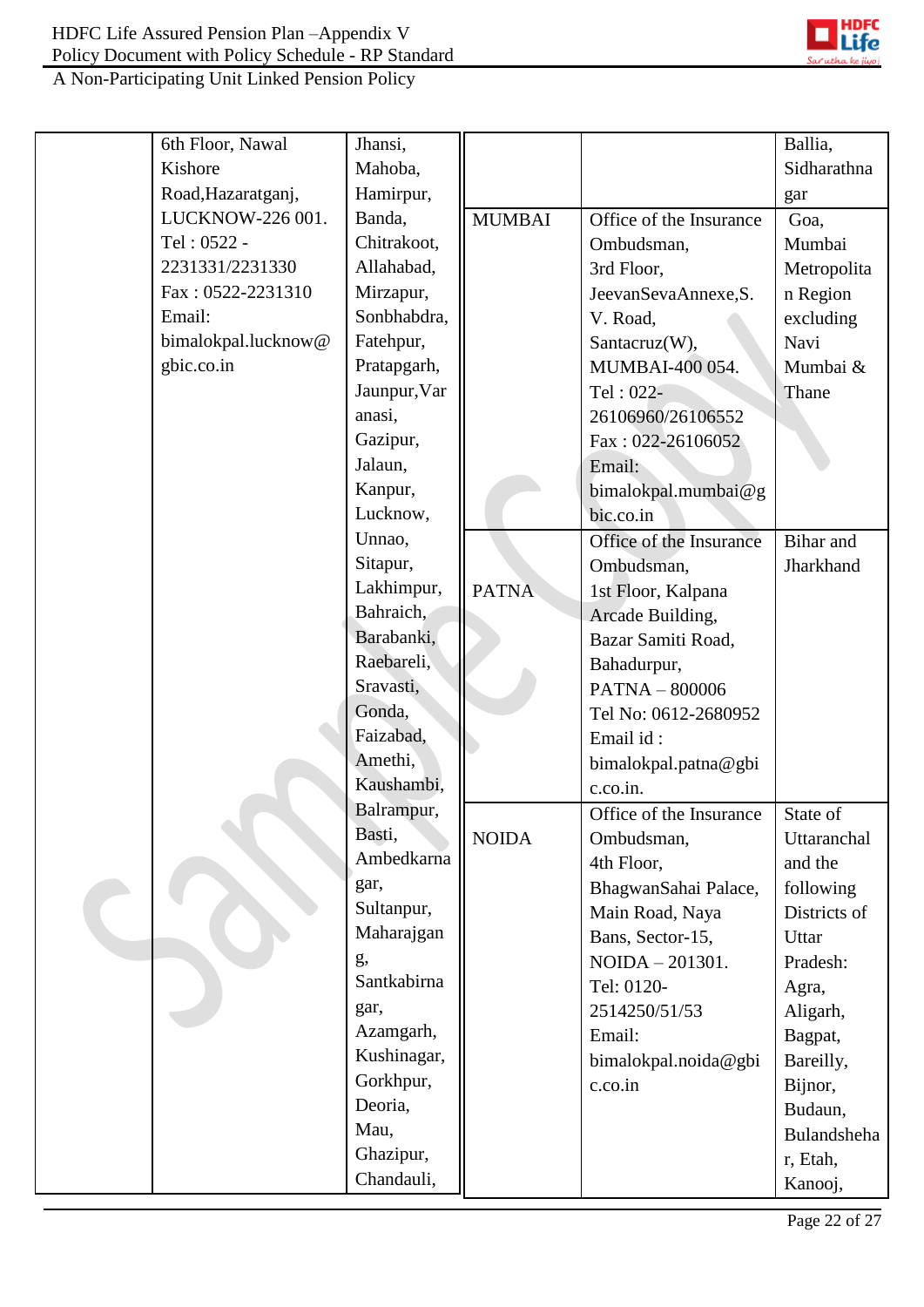| | | | | | |
|---|---|---|---|---|---|
| | 6th Floor, Nawal Kishore Road,Hazaratganj, LUCKNOW-226 001. Tel : 0522 - 2231331/2231330 Fax : 0522-2231310 Email: bimalokpal.lucknow@gbic.co.in | Jhansi, Mahoba, Hamirpur, Banda, Chitrakoot, Allahabad, Mirzapur, Sonbhabdra, Fatehpur, Pratapgarh, Jaunpur,Varanasi, Gazipur, Jalaun, Kanpur, Lucknow, Unnao, Sitapur, Lakhimpur, Bahraich, Barabanki, Raebareli, Sravasti, Gonda, Faizabad, Amethi, Kaushambi, Balrampur, Basti, Ambedkarnagar, Sultanpur, Maharajgang, Santkabirnagar, Azamgarh, Kushinagar, Gorkhpur, Deoria, Mau, Ghazipur, Chandauli, | | | Ballia, Sidharathnagar |
| | | | MUMBAI | Office of the Insurance Ombudsman, 3rd Floor, JeevanSevaAnnexe,S. V. Road, Santacruz(W), MUMBAI-400 054. Tel : 022-26106960/26106552 Fax : 022-26106052 Email: bimalokpal.mumbai@gbic.co.in | Goa, Mumbai Metropolitan Region excluding Navi Mumbai & Thane |
| | | | PATNA | Office of the Insurance Ombudsman, 1st Floor, Kalpana Arcade Building, Bazar Samiti Road, Bahadurpur, PATNA – 800006 Tel No: 0612-2680952 Email id : bimalokpal.patna@gbic.co.in. | Bihar and Jharkhand |
| | | | NOIDA | Office of the Insurance Ombudsman, 4th Floor, BhagwanSahai Palace, Main Road, Naya Bans, Sector-15, NOIDA – 201301. Tel: 0120-2514250/51/53 Email: bimalokpal.noida@gbic.co.in | State of Uttaranchal and the following Districts of Uttar Pradesh: Agra, Aligarh, Bagpat, Bareilly, Bijnor, Budaun, Bulandshehar, Etah, Kanooj, |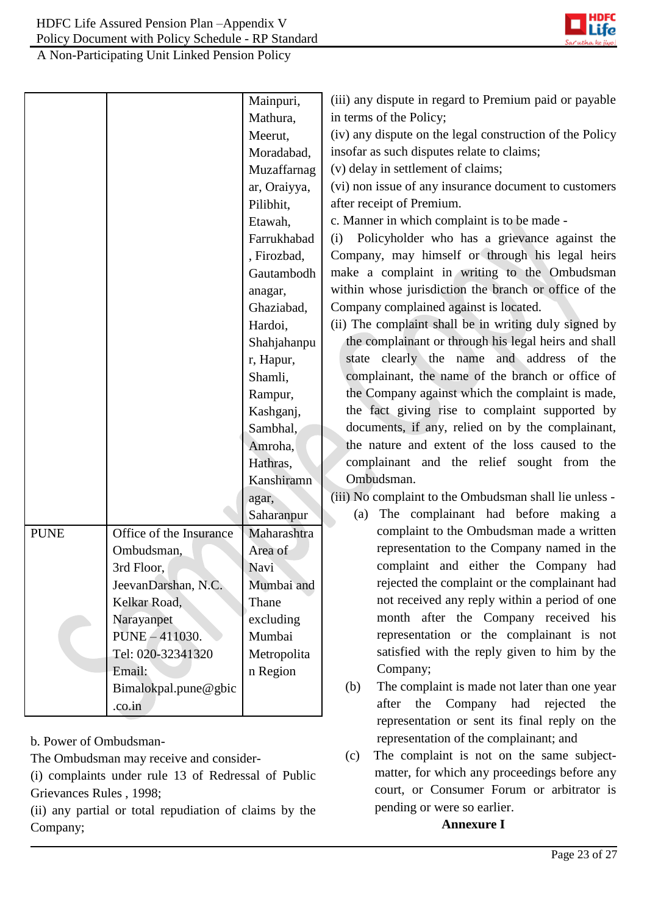| | | |
|---|---|---|
| | | Mainpuri, Mathura, Meerut, Moradabad, Muzaffarnagar, Oraiyya, Pilibhit, Etawah, Farrukhabad, Firozbad, Gautambodhanagar, Ghaziabad, Hardoi, Shahjahanpur, Hapur, Shamli, Rampur, Kashganj, Sambhal, Amroha, Hathras, Kanshiramnagar, Saharanpur |
| PUNE | Office of the Insurance Ombudsman, 3rd Floor, JeevanDarshan, N.C. Kelkar Road, Narayanpet PUNE – 411030. Tel: 020-32341320 Email: Bimalokpal.pune@gbic.co.in | Maharashtra Area of Navi Mumbai and Thane excluding Mumbai Metropolitan Region |

b. Power of Ombudsman-

The Ombudsman may receive and consider-

(i) complaints under rule 13 of Redressal of Public Grievances Rules , 1998;

(ii) any partial or total repudiation of claims by the Company;

(iii) any dispute in regard to Premium paid or payable in terms of the Policy;

(iv) any dispute on the legal construction of the Policy insofar as such disputes relate to claims;

(v) delay in settlement of claims;

(vi) non issue of any insurance document to customers after receipt of Premium.

c. Manner in which complaint is to be made -

(i) Policyholder who has a grievance against the Company, may himself or through his legal heirs make a complaint in writing to the Ombudsman within whose jurisdiction the branch or office of the Company complained against is located.

(ii) The complaint shall be in writing duly signed by the complainant or through his legal heirs and shall state clearly the name and address of the complainant, the name of the branch or office of the Company against which the complaint is made, the fact giving rise to complaint supported by documents, if any, relied on by the complainant, the nature and extent of the loss caused to the complainant and the relief sought from the Ombudsman.

(iii) No complaint to the Ombudsman shall lie unless -

(a) The complainant had before making a complaint to the Ombudsman made a written representation to the Company named in the complaint and either the Company had rejected the complaint or the complainant had not received any reply within a period of one month after the Company received his representation or the complainant is not satisfied with the reply given to him by the Company;

(b) The complaint is made not later than one year after the Company had rejected the representation or sent its final reply on the representation of the complainant; and

(c) The complaint is not on the same subject-matter, for which any proceedings before any court, or Consumer Forum or arbitrator is pending or were so earlier.

**Annexure I**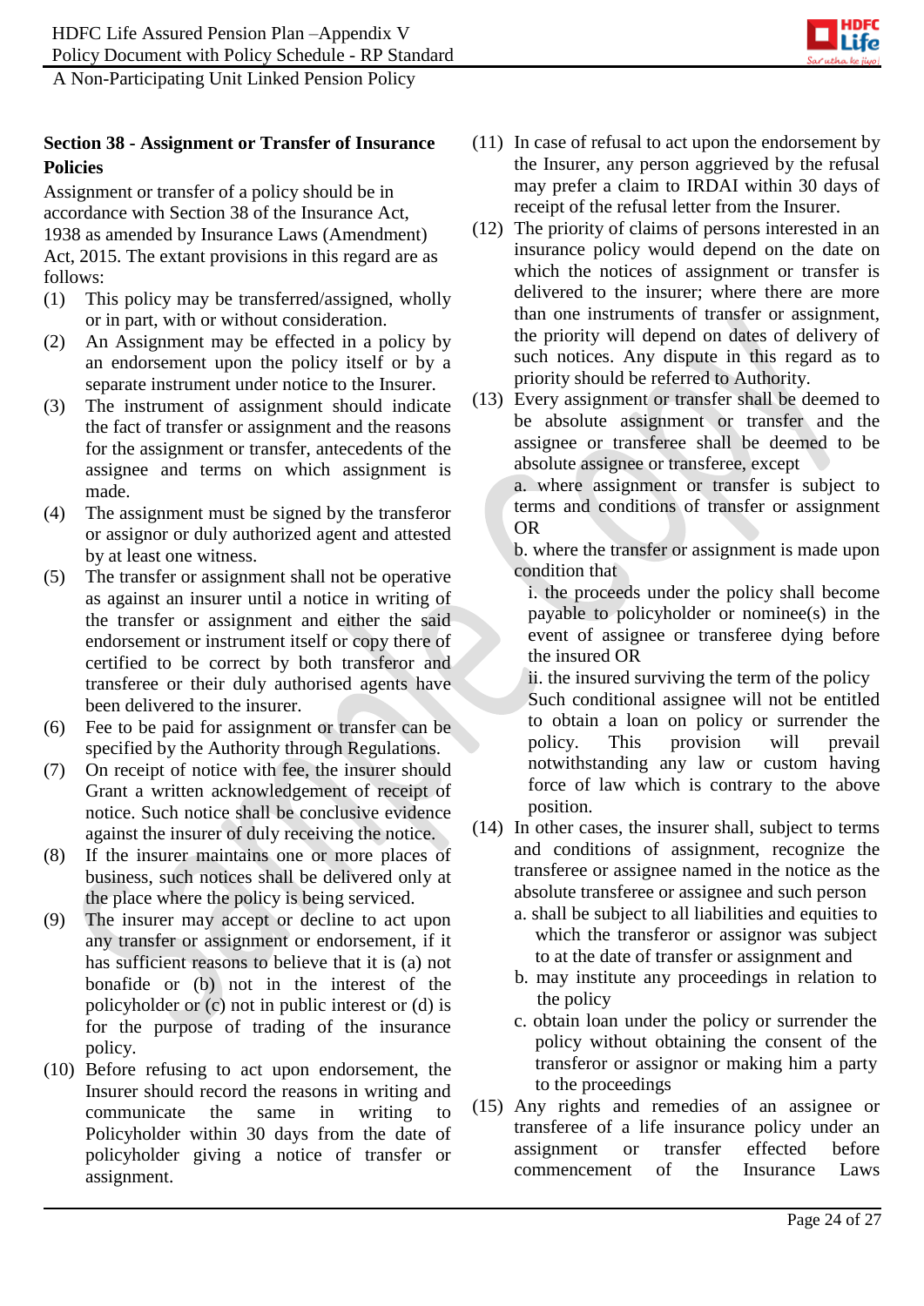## Section 38 - Assignment or Transfer of Insurance Policies

Assignment or transfer of a policy should be in accordance with Section 38 of the Insurance Act, 1938 as amended by Insurance Laws (Amendment) Act, 2015. The extant provisions in this regard are as follows:

(1) This policy may be transferred/assigned, wholly or in part, with or without consideration.

(2) An Assignment may be effected in a policy by an endorsement upon the policy itself or by a separate instrument under notice to the Insurer.

(3) The instrument of assignment should indicate the fact of transfer or assignment and the reasons for the assignment or transfer, antecedents of the assignee and terms on which assignment is made.

(4) The assignment must be signed by the transferor or assignor or duly authorized agent and attested by at least one witness.

(5) The transfer or assignment shall not be operative as against an insurer until a notice in writing of the transfer or assignment and either the said endorsement or instrument itself or copy there of certified to be correct by both transferor and transferee or their duly authorised agents have been delivered to the insurer.

(6) Fee to be paid for assignment or transfer can be specified by the Authority through Regulations.

(7) On receipt of notice with fee, the insurer should Grant a written acknowledgement of receipt of notice. Such notice shall be conclusive evidence against the insurer of duly receiving the notice.

(8) If the insurer maintains one or more places of business, such notices shall be delivered only at the place where the policy is being serviced.

(9) The insurer may accept or decline to act upon any transfer or assignment or endorsement, if it has sufficient reasons to believe that it is (a) not bonafide or (b) not in the interest of the policyholder or (c) not in public interest or (d) is for the purpose of trading of the insurance policy.

(10) Before refusing to act upon endorsement, the Insurer should record the reasons in writing and communicate the same in writing to Policyholder within 30 days from the date of policyholder giving a notice of transfer or assignment.

(11) In case of refusal to act upon the endorsement by the Insurer, any person aggrieved by the refusal may prefer a claim to IRDAI within 30 days of receipt of the refusal letter from the Insurer.

(12) The priority of claims of persons interested in an insurance policy would depend on the date on which the notices of assignment or transfer is delivered to the insurer; where there are more than one instruments of transfer or assignment, the priority will depend on dates of delivery of such notices. Any dispute in this regard as to priority should be referred to Authority.

(13) Every assignment or transfer shall be deemed to be absolute assignment or transfer and the assignee or transferee shall be deemed to be absolute assignee or transferee, except

a. where assignment or transfer is subject to terms and conditions of transfer or assignment OR

b. where the transfer or assignment is made upon condition that

i. the proceeds under the policy shall become payable to policyholder or nominee(s) in the event of assignee or transferee dying before the insured OR

ii. the insured surviving the term of the policy

Such conditional assignee will not be entitled to obtain a loan on policy or surrender the policy. This provision will prevail notwithstanding any law or custom having force of law which is contrary to the above position.

(14) In other cases, the insurer shall, subject to terms and conditions of assignment, recognize the transferee or assignee named in the notice as the absolute transferee or assignee and such person

a. shall be subject to all liabilities and equities to which the transferor or assignor was subject to at the date of transfer or assignment and

b. may institute any proceedings in relation to the policy

c. obtain loan under the policy or surrender the policy without obtaining the consent of the transferor or assignor or making him a party to the proceedings

(15) Any rights and remedies of an assignee or transferee of a life insurance policy under an assignment or transfer effected before commencement of the Insurance Laws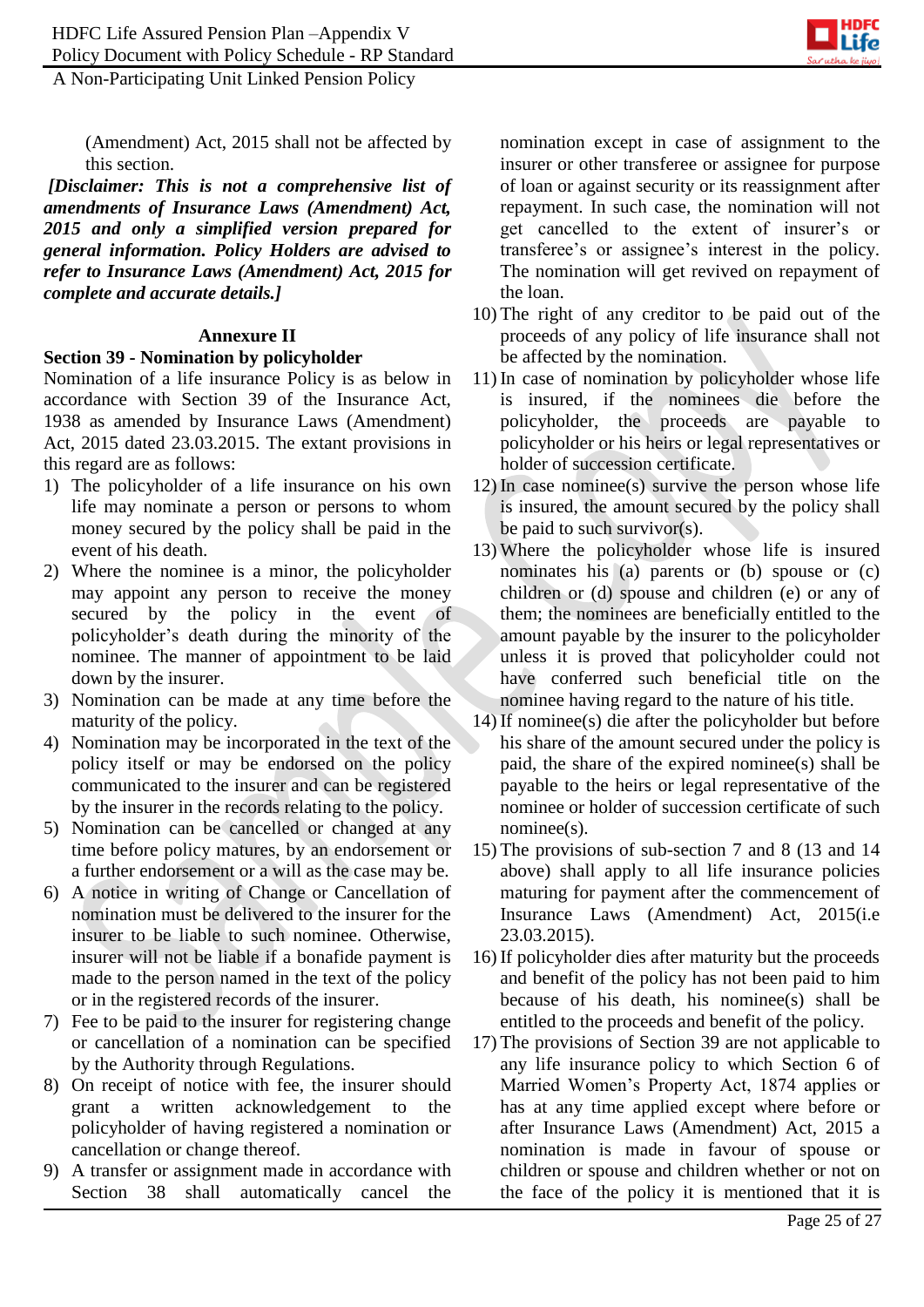(Amendment) Act, 2015 shall not be affected by this section.

***[Disclaimer: This is not a comprehensive list of amendments of Insurance Laws (Amendment) Act, 2015 and only a simplified version prepared for general information. Policy Holders are advised to refer to Insurance Laws (Amendment) Act, 2015 for complete and accurate details.]***

## Annexure II

### Section 39 - Nomination by policyholder

Nomination of a life insurance Policy is as below in accordance with Section 39 of the Insurance Act, 1938 as amended by Insurance Laws (Amendment) Act, 2015 dated 23.03.2015. The extant provisions in this regard are as follows:

1) The policyholder of a life insurance on his own life may nominate a person or persons to whom money secured by the policy shall be paid in the event of his death.
2) Where the nominee is a minor, the policyholder may appoint any person to receive the money secured by the policy in the event of policyholder's death during the minority of the nominee. The manner of appointment to be laid down by the insurer.
3) Nomination can be made at any time before the maturity of the policy.
4) Nomination may be incorporated in the text of the policy itself or may be endorsed on the policy communicated to the insurer and can be registered by the insurer in the records relating to the policy.
5) Nomination can be cancelled or changed at any time before policy matures, by an endorsement or a further endorsement or a will as the case may be.
6) A notice in writing of Change or Cancellation of nomination must be delivered to the insurer for the insurer to be liable to such nominee. Otherwise, insurer will not be liable if a bonafide payment is made to the person named in the text of the policy or in the registered records of the insurer.
7) Fee to be paid to the insurer for registering change or cancellation of a nomination can be specified by the Authority through Regulations.
8) On receipt of notice with fee, the insurer should grant a written acknowledgement to the policyholder of having registered a nomination or cancellation or change thereof.
9) A transfer or assignment made in accordance with Section 38 shall automatically cancel the nomination except in case of assignment to the insurer or other transferee or assignee for purpose of loan or against security or its reassignment after repayment. In such case, the nomination will not get cancelled to the extent of insurer's or transferee's or assignee's interest in the policy. The nomination will get revived on repayment of the loan.
10) The right of any creditor to be paid out of the proceeds of any policy of life insurance shall not be affected by the nomination.
11) In case of nomination by policyholder whose life is insured, if the nominees die before the policyholder, the proceeds are payable to policyholder or his heirs or legal representatives or holder of succession certificate.
12) In case nominee(s) survive the person whose life is insured, the amount secured by the policy shall be paid to such survivor(s).
13) Where the policyholder whose life is insured nominates his (a) parents or (b) spouse or (c) children or (d) spouse and children (e) or any of them; the nominees are beneficially entitled to the amount payable by the insurer to the policyholder unless it is proved that policyholder could not have conferred such beneficial title on the nominee having regard to the nature of his title.
14) If nominee(s) die after the policyholder but before his share of the amount secured under the policy is paid, the share of the expired nominee(s) shall be payable to the heirs or legal representative of the nominee or holder of succession certificate of such nominee(s).
15) The provisions of sub-section 7 and 8 (13 and 14 above) shall apply to all life insurance policies maturing for payment after the commencement of Insurance Laws (Amendment) Act, 2015(i.e 23.03.2015).
16) If policyholder dies after maturity but the proceeds and benefit of the policy has not been paid to him because of his death, his nominee(s) shall be entitled to the proceeds and benefit of the policy.
17) The provisions of Section 39 are not applicable to any life insurance policy to which Section 6 of Married Women's Property Act, 1874 applies or has at any time applied except where before or after Insurance Laws (Amendment) Act, 2015 a nomination is made in favour of spouse or children or spouse and children whether or not on the face of the policy it is mentioned that it is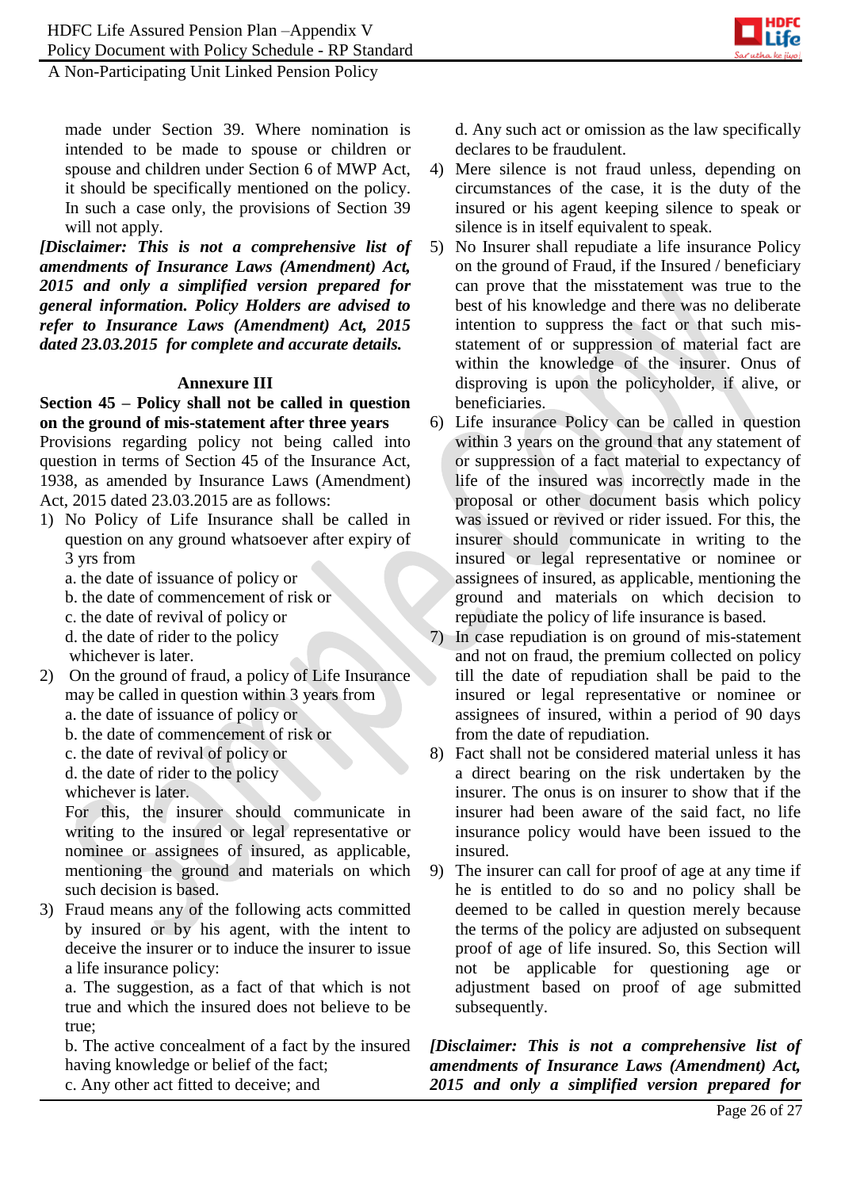made under Section 39. Where nomination is intended to be made to spouse or children or spouse and children under Section 6 of MWP Act, it should be specifically mentioned on the policy. In such a case only, the provisions of Section 39 will not apply.

***[Disclaimer: This is not a comprehensive list of amendments of Insurance Laws (Amendment) Act, 2015 and only a simplified version prepared for general information. Policy Holders are advised to refer to Insurance Laws (Amendment) Act, 2015 dated 23.03.2015 for complete and accurate details.***

**Annexure III**

**Section 45 – Policy shall not be called in question on the ground of mis-statement after three years**

Provisions regarding policy not being called into question in terms of Section 45 of the Insurance Act, 1938, as amended by Insurance Laws (Amendment) Act, 2015 dated 23.03.2015 are as follows:

1) No Policy of Life Insurance shall be called in question on any ground whatsoever after expiry of 3 yrs from
   a. the date of issuance of policy or
   b. the date of commencement of risk or
   c. the date of revival of policy or
   d. the date of rider to the policy
   whichever is later.
2) On the ground of fraud, a policy of Life Insurance may be called in question within 3 years from
   a. the date of issuance of policy or
   b. the date of commencement of risk or
   c. the date of revival of policy or
   d. the date of rider to the policy
   whichever is later.
   For this, the insurer should communicate in writing to the insured or legal representative or nominee or assignees of insured, as applicable, mentioning the ground and materials on which such decision is based.
3) Fraud means any of the following acts committed by insured or by his agent, with the intent to deceive the insurer or to induce the insurer to issue a life insurance policy:
   a. The suggestion, as a fact of that which is not true and which the insured does not believe to be true;
   b. The active concealment of a fact by the insured having knowledge or belief of the fact;
   c. Any other act fitted to deceive; and
   d. Any such act or omission as the law specifically declares to be fraudulent.
4) Mere silence is not fraud unless, depending on circumstances of the case, it is the duty of the insured or his agent keeping silence to speak or silence is in itself equivalent to speak.
5) No Insurer shall repudiate a life insurance Policy on the ground of Fraud, if the Insured / beneficiary can prove that the misstatement was true to the best of his knowledge and there was no deliberate intention to suppress the fact or that such mis-statement of or suppression of material fact are within the knowledge of the insurer. Onus of disproving is upon the policyholder, if alive, or beneficiaries.
6) Life insurance Policy can be called in question within 3 years on the ground that any statement of or suppression of a fact material to expectancy of life of the insured was incorrectly made in the proposal or other document basis which policy was issued or revived or rider issued. For this, the insurer should communicate in writing to the insured or legal representative or nominee or assignees of insured, as applicable, mentioning the ground and materials on which decision to repudiate the policy of life insurance is based.
7) In case repudiation is on ground of mis-statement and not on fraud, the premium collected on policy till the date of repudiation shall be paid to the insured or legal representative or nominee or assignees of insured, within a period of 90 days from the date of repudiation.
8) Fact shall not be considered material unless it has a direct bearing on the risk undertaken by the insurer. The onus is on insurer to show that if the insurer had been aware of the said fact, no life insurance policy would have been issued to the insured.
9) The insurer can call for proof of age at any time if he is entitled to do so and no policy shall be deemed to be called in question merely because the terms of the policy are adjusted on subsequent proof of age of life insured. So, this Section will not be applicable for questioning age or adjustment based on proof of age submitted subsequently.

***[Disclaimer: This is not a comprehensive list of amendments of Insurance Laws (Amendment) Act, 2015 and only a simplified version prepared for***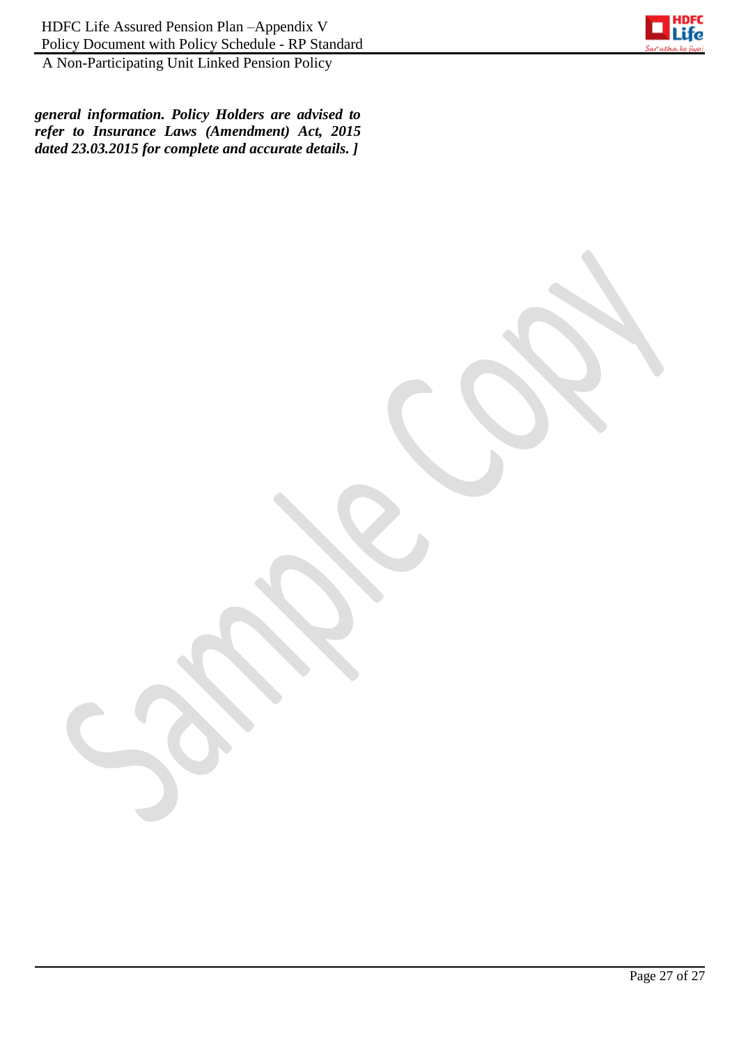***general information. Policy Holders are advised to refer to Insurance Laws (Amendment) Act, 2015 dated 23.03.2015 for complete and accurate details. ]***